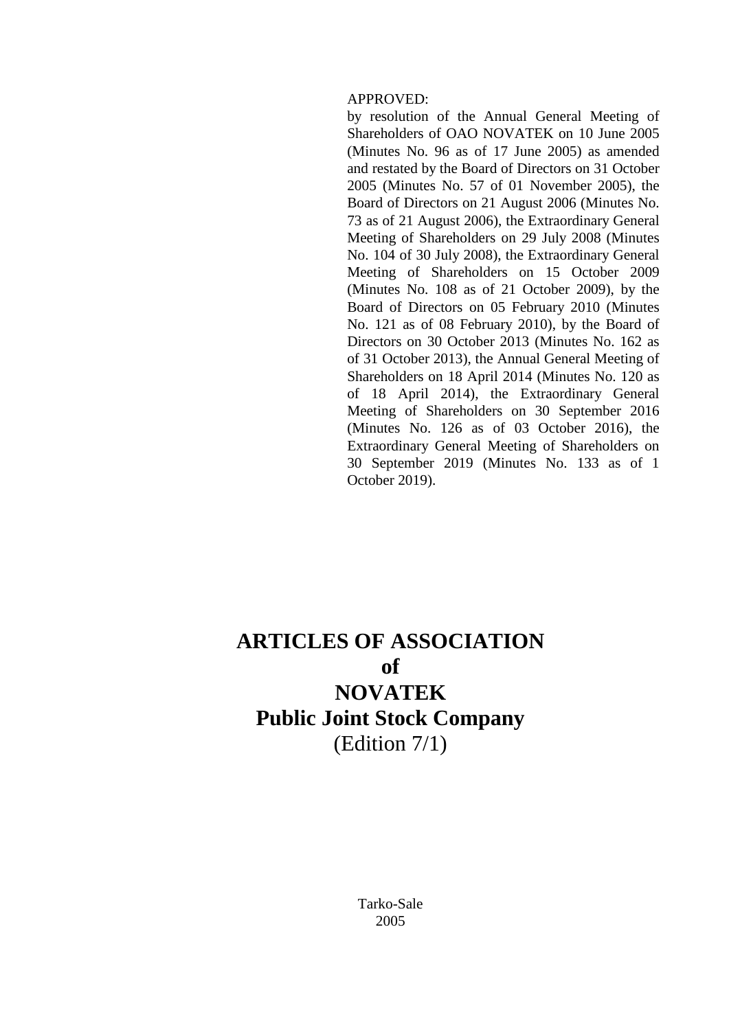APPROVED:

by resolution of the Annual General Meeting of Shareholders of OAO NOVATEK on 10 June 2005 (Minutes No. 96 as of 17 June 2005) as amended and restated by the Board of Directors on 31 October 2005 (Minutes No. 57 of 01 November 2005), the Board of Directors on 21 August 2006 (Minutes No. 73 as of 21 August 2006), the Extraordinary General Meeting of Shareholders on 29 July 2008 (Minutes No. 104 of 30 July 2008), the Extraordinary General Meeting of Shareholders on 15 October 2009 (Minutes No. 108 as of 21 October 2009), by the Board of Directors on 05 February 2010 (Minutes No. 121 as of 08 February 2010), by the Board of Directors on 30 October 2013 (Minutes No. 162 as of 31 October 2013), the Annual General Meeting of Shareholders on 18 April 2014 (Minutes No. 120 as of 18 April 2014), the Extraordinary General Meeting of Shareholders on 30 September 2016 (Minutes No. 126 as of 03 October 2016), the Extraordinary General Meeting of Shareholders on 30 September 2019 (Minutes No. 133 as of 1 October 2019).

# ARTICLES OF ASSOCIATION
# of
# NOVATEK
# Public Joint Stock Company

(Edition 7/1)

Tarko-Sale

2005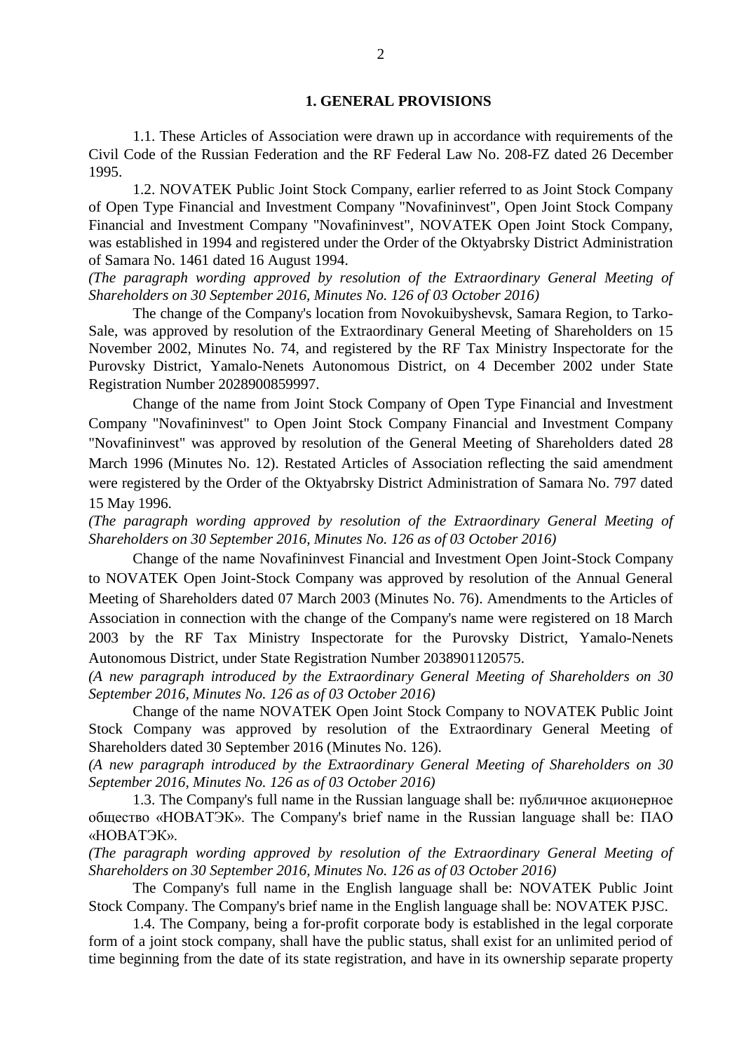## 1. GENERAL PROVISIONS

1.1. These Articles of Association were drawn up in accordance with requirements of the Civil Code of the Russian Federation and the RF Federal Law No. 208-FZ dated 26 December 1995.

1.2. NOVATEK Public Joint Stock Company, earlier referred to as Joint Stock Company of Open Type Financial and Investment Company "Novafininvest", Open Joint Stock Company Financial and Investment Company "Novafininvest", NOVATEK Open Joint Stock Company, was established in 1994 and registered under the Order of the Oktyabrsky District Administration of Samara No. 1461 dated 16 August 1994.

*(The paragraph wording approved by resolution of the Extraordinary General Meeting of Shareholders on 30 September 2016, Minutes No. 126 of 03 October 2016)*

The change of the Company's location from Novokuibyshevsk, Samara Region, to Tarko-Sale, was approved by resolution of the Extraordinary General Meeting of Shareholders on 15 November 2002, Minutes No. 74, and registered by the RF Tax Ministry Inspectorate for the Purovsky District, Yamalo-Nenets Autonomous District, on 4 December 2002 under State Registration Number 2028900859997.

Change of the name from Joint Stock Company of Open Type Financial and Investment Company "Novafininvest" to Open Joint Stock Company Financial and Investment Company "Novafininvest" was approved by resolution of the General Meeting of Shareholders dated 28 March 1996 (Minutes No. 12). Restated Articles of Association reflecting the said amendment were registered by the Order of the Oktyabrsky District Administration of Samara No. 797 dated 15 May 1996.

*(The paragraph wording approved by resolution of the Extraordinary General Meeting of Shareholders on 30 September 2016, Minutes No. 126 as of 03 October 2016)*

Change of the name Novafininvest Financial and Investment Open Joint-Stock Company to NOVATEK Open Joint-Stock Company was approved by resolution of the Annual General Meeting of Shareholders dated 07 March 2003 (Minutes No. 76). Amendments to the Articles of Association in connection with the change of the Company's name were registered on 18 March 2003 by the RF Tax Ministry Inspectorate for the Purovsky District, Yamalo-Nenets Autonomous District, under State Registration Number 2038901120575.

*(A new paragraph introduced by the Extraordinary General Meeting of Shareholders on 30 September 2016, Minutes No. 126 as of 03 October 2016)*

Change of the name NOVATEK Open Joint Stock Company to NOVATEK Public Joint Stock Company was approved by resolution of the Extraordinary General Meeting of Shareholders dated 30 September 2016 (Minutes No. 126).

*(A new paragraph introduced by the Extraordinary General Meeting of Shareholders on 30 September 2016, Minutes No. 126 as of 03 October 2016)*

1.3. The Company's full name in the Russian language shall be: публичное акционерное общество «НОВАТЭК». The Company's brief name in the Russian language shall be: ПАО «НОВАТЭК».

*(The paragraph wording approved by resolution of the Extraordinary General Meeting of Shareholders on 30 September 2016, Minutes No. 126 as of 03 October 2016)*

The Company's full name in the English language shall be: NOVATEK Public Joint Stock Company. The Company's brief name in the English language shall be: NOVATEK PJSC.

1.4. The Company, being a for-profit corporate body is established in the legal corporate form of a joint stock company, shall have the public status, shall exist for an unlimited period of time beginning from the date of its state registration, and have in its ownership separate property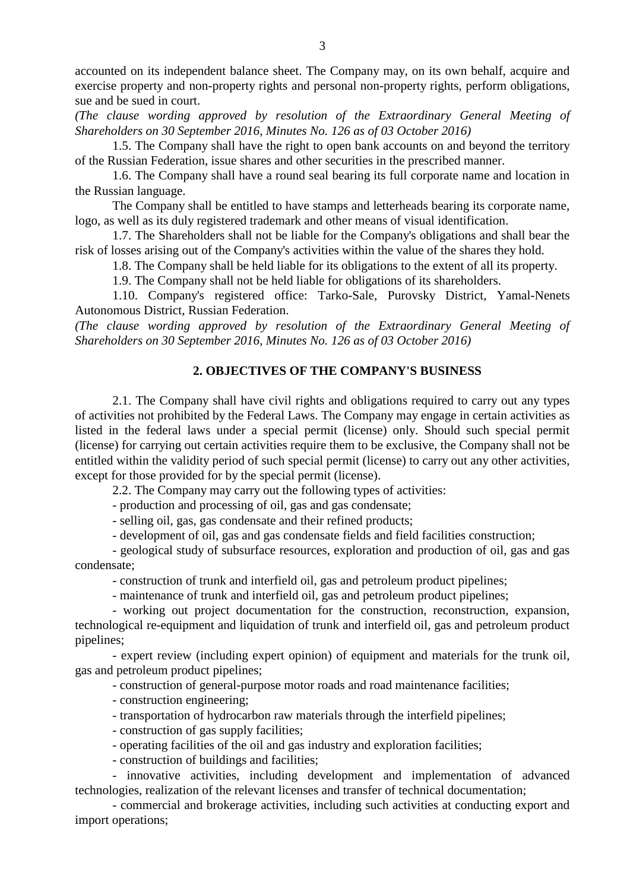accounted on its independent balance sheet. The Company may, on its own behalf, acquire and exercise property and non-property rights and personal non-property rights, perform obligations, sue and be sued in court.

*(The clause wording approved by resolution of the Extraordinary General Meeting of Shareholders on 30 September 2016, Minutes No. 126 as of 03 October 2016)*

1.5. The Company shall have the right to open bank accounts on and beyond the territory of the Russian Federation, issue shares and other securities in the prescribed manner.

1.6. The Company shall have a round seal bearing its full corporate name and location in the Russian language.

The Company shall be entitled to have stamps and letterheads bearing its corporate name, logo, as well as its duly registered trademark and other means of visual identification.

1.7. The Shareholders shall not be liable for the Company's obligations and shall bear the risk of losses arising out of the Company's activities within the value of the shares they hold.

1.8. The Company shall be held liable for its obligations to the extent of all its property.

1.9. The Company shall not be held liable for obligations of its shareholders.

1.10. Company's registered office: Tarko-Sale, Purovsky District, Yamal-Nenets Autonomous District, Russian Federation.

*(The clause wording approved by resolution of the Extraordinary General Meeting of Shareholders on 30 September 2016, Minutes No. 126 as of 03 October 2016)*

## 2. OBJECTIVES OF THE COMPANY'S BUSINESS

2.1. The Company shall have civil rights and obligations required to carry out any types of activities not prohibited by the Federal Laws. The Company may engage in certain activities as listed in the federal laws under a special permit (license) only. Should such special permit (license) for carrying out certain activities require them to be exclusive, the Company shall not be entitled within the validity period of such special permit (license) to carry out any other activities, except for those provided for by the special permit (license).

2.2. The Company may carry out the following types of activities:

- production and processing of oil, gas and gas condensate;
- selling oil, gas, gas condensate and their refined products;
- development of oil, gas and gas condensate fields and field facilities construction;
- geological study of subsurface resources, exploration and production of oil, gas and gas condensate;
- construction of trunk and interfield oil, gas and petroleum product pipelines;
- maintenance of trunk and interfield oil, gas and petroleum product pipelines;
- working out project documentation for the construction, reconstruction, expansion, technological re-equipment and liquidation of trunk and interfield oil, gas and petroleum product pipelines;
- expert review (including expert opinion) of equipment and materials for the trunk oil, gas and petroleum product pipelines;
- construction of general-purpose motor roads and road maintenance facilities;
- construction engineering;
- transportation of hydrocarbon raw materials through the interfield pipelines;
- construction of gas supply facilities;
- operating facilities of the oil and gas industry and exploration facilities;
- construction of buildings and facilities;
- innovative activities, including development and implementation of advanced technologies, realization of the relevant licenses and transfer of technical documentation;
- commercial and brokerage activities, including such activities at conducting export and import operations;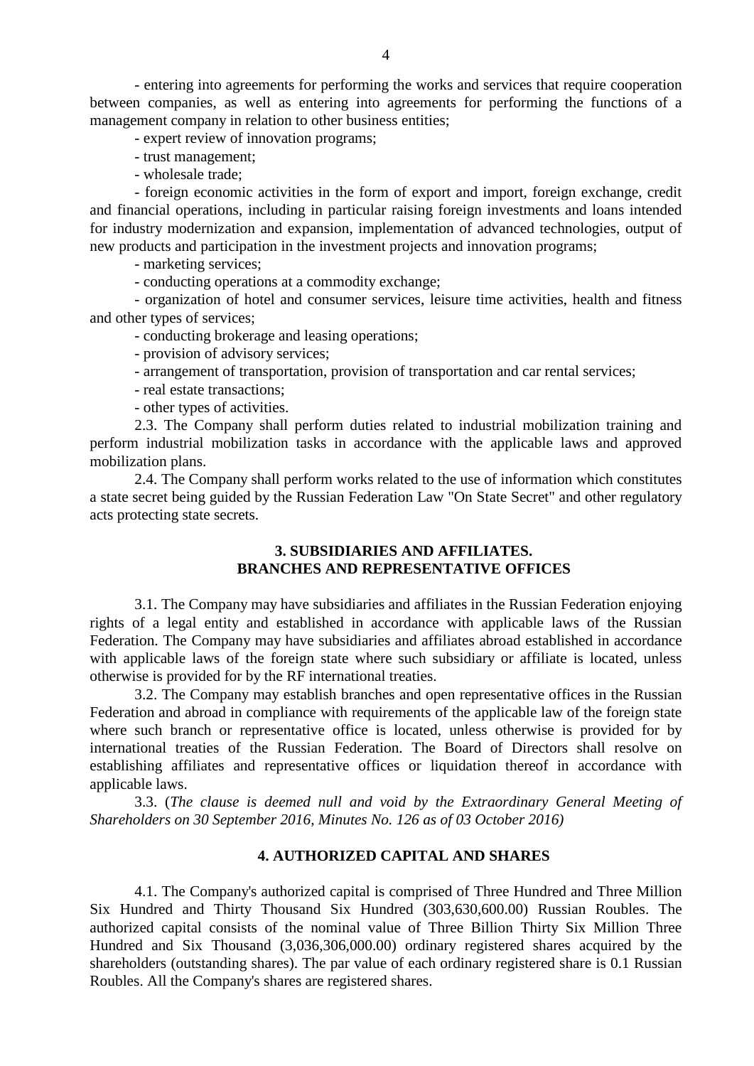- entering into agreements for performing the works and services that require cooperation between companies, as well as entering into agreements for performing the functions of a management company in relation to other business entities;

- expert review of innovation programs;

- trust management;

- wholesale trade;

- foreign economic activities in the form of export and import, foreign exchange, credit and financial operations, including in particular raising foreign investments and loans intended for industry modernization and expansion, implementation of advanced technologies, output of new products and participation in the investment projects and innovation programs;

- marketing services;

- conducting operations at a commodity exchange;

- organization of hotel and consumer services, leisure time activities, health and fitness and other types of services;

- conducting brokerage and leasing operations;

- provision of advisory services;

- arrangement of transportation, provision of transportation and car rental services;

- real estate transactions;

- other types of activities.

2.3. The Company shall perform duties related to industrial mobilization training and perform industrial mobilization tasks in accordance with the applicable laws and approved mobilization plans.

2.4. The Company shall perform works related to the use of information which constitutes a state secret being guided by the Russian Federation Law "On State Secret" and other regulatory acts protecting state secrets.

## 3. SUBSIDIARIES AND AFFILIATES. BRANCHES AND REPRESENTATIVE OFFICES

3.1. The Company may have subsidiaries and affiliates in the Russian Federation enjoying rights of a legal entity and established in accordance with applicable laws of the Russian Federation. The Company may have subsidiaries and affiliates abroad established in accordance with applicable laws of the foreign state where such subsidiary or affiliate is located, unless otherwise is provided for by the RF international treaties.

3.2. The Company may establish branches and open representative offices in the Russian Federation and abroad in compliance with requirements of the applicable law of the foreign state where such branch or representative office is located, unless otherwise is provided for by international treaties of the Russian Federation. The Board of Directors shall resolve on establishing affiliates and representative offices or liquidation thereof in accordance with applicable laws.

3.3. (*The clause is deemed null and void by the Extraordinary General Meeting of Shareholders on 30 September 2016, Minutes No. 126 as of 03 October 2016)*

## 4. AUTHORIZED CAPITAL AND SHARES

4.1. The Company's authorized capital is comprised of Three Hundred and Three Million Six Hundred and Thirty Thousand Six Hundred (303,630,600.00) Russian Roubles. The authorized capital consists of the nominal value of Three Billion Thirty Six Million Three Hundred and Six Thousand (3,036,306,000.00) ordinary registered shares acquired by the shareholders (outstanding shares). The par value of each ordinary registered share is 0.1 Russian Roubles. All the Company's shares are registered shares.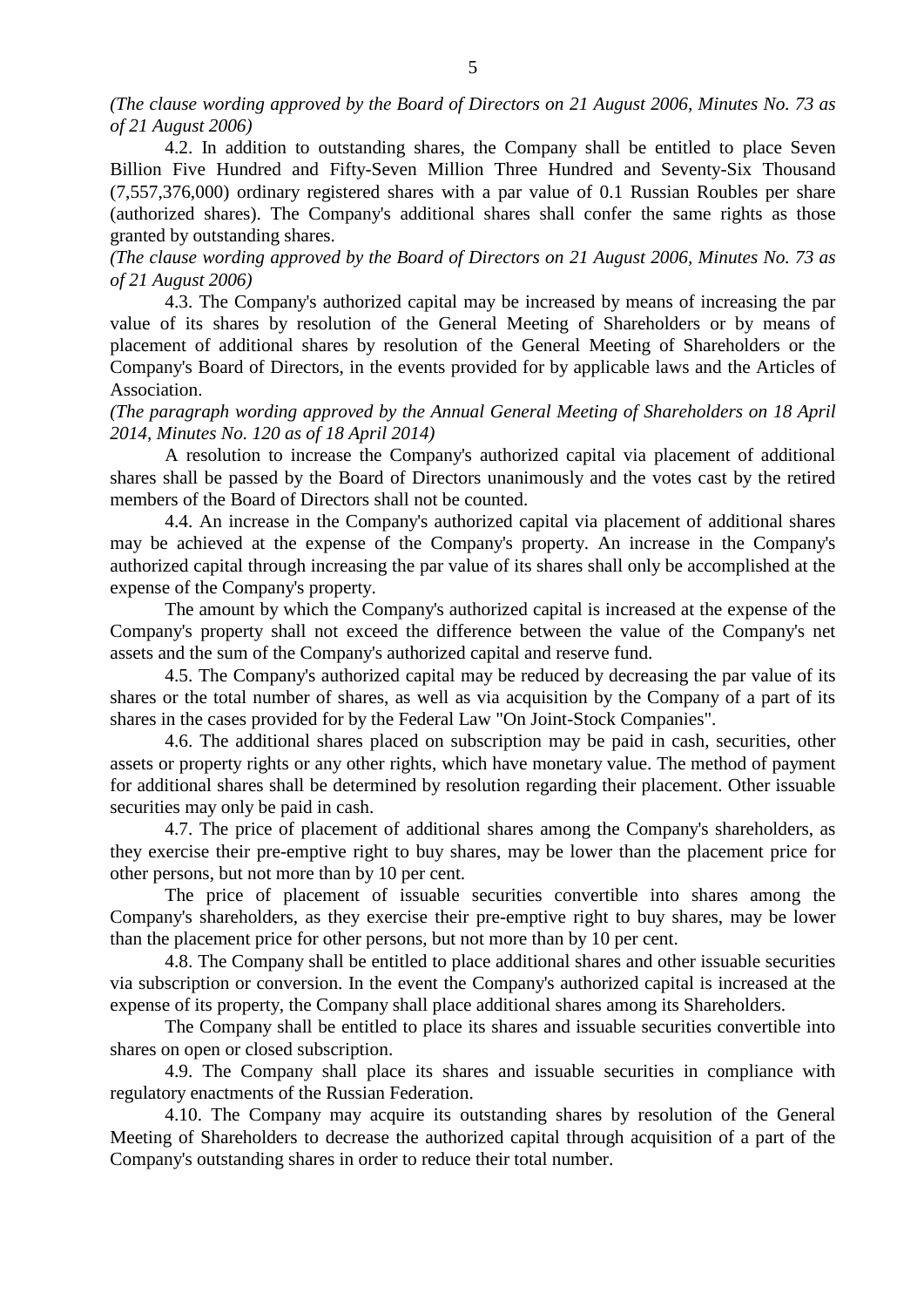*(The clause wording approved by the Board of Directors on 21 August 2006, Minutes No. 73 as of 21 August 2006)*

4.2. In addition to outstanding shares, the Company shall be entitled to place Seven Billion Five Hundred and Fifty-Seven Million Three Hundred and Seventy-Six Thousand (7,557,376,000) ordinary registered shares with a par value of 0.1 Russian Roubles per share (authorized shares). The Company's additional shares shall confer the same rights as those granted by outstanding shares.

*(The clause wording approved by the Board of Directors on 21 August 2006, Minutes No. 73 as of 21 August 2006)*

4.3. The Company's authorized capital may be increased by means of increasing the par value of its shares by resolution of the General Meeting of Shareholders or by means of placement of additional shares by resolution of the General Meeting of Shareholders or the Company's Board of Directors, in the events provided for by applicable laws and the Articles of Association.

*(The paragraph wording approved by the Annual General Meeting of Shareholders on 18 April 2014, Minutes No. 120 as of 18 April 2014)*

A resolution to increase the Company's authorized capital via placement of additional shares shall be passed by the Board of Directors unanimously and the votes cast by the retired members of the Board of Directors shall not be counted.

4.4. An increase in the Company's authorized capital via placement of additional shares may be achieved at the expense of the Company's property. An increase in the Company's authorized capital through increasing the par value of its shares shall only be accomplished at the expense of the Company's property.

The amount by which the Company's authorized capital is increased at the expense of the Company's property shall not exceed the difference between the value of the Company's net assets and the sum of the Company's authorized capital and reserve fund.

4.5. The Company's authorized capital may be reduced by decreasing the par value of its shares or the total number of shares, as well as via acquisition by the Company of a part of its shares in the cases provided for by the Federal Law "On Joint-Stock Companies".

4.6. The additional shares placed on subscription may be paid in cash, securities, other assets or property rights or any other rights, which have monetary value. The method of payment for additional shares shall be determined by resolution regarding their placement. Other issuable securities may only be paid in cash.

4.7. The price of placement of additional shares among the Company's shareholders, as they exercise their pre-emptive right to buy shares, may be lower than the placement price for other persons, but not more than by 10 per cent.

The price of placement of issuable securities convertible into shares among the Company's shareholders, as they exercise their pre-emptive right to buy shares, may be lower than the placement price for other persons, but not more than by 10 per cent.

4.8. The Company shall be entitled to place additional shares and other issuable securities via subscription or conversion. In the event the Company's authorized capital is increased at the expense of its property, the Company shall place additional shares among its Shareholders.

The Company shall be entitled to place its shares and issuable securities convertible into shares on open or closed subscription.

4.9. The Company shall place its shares and issuable securities in compliance with regulatory enactments of the Russian Federation.

4.10. The Company may acquire its outstanding shares by resolution of the General Meeting of Shareholders to decrease the authorized capital through acquisition of a part of the Company's outstanding shares in order to reduce their total number.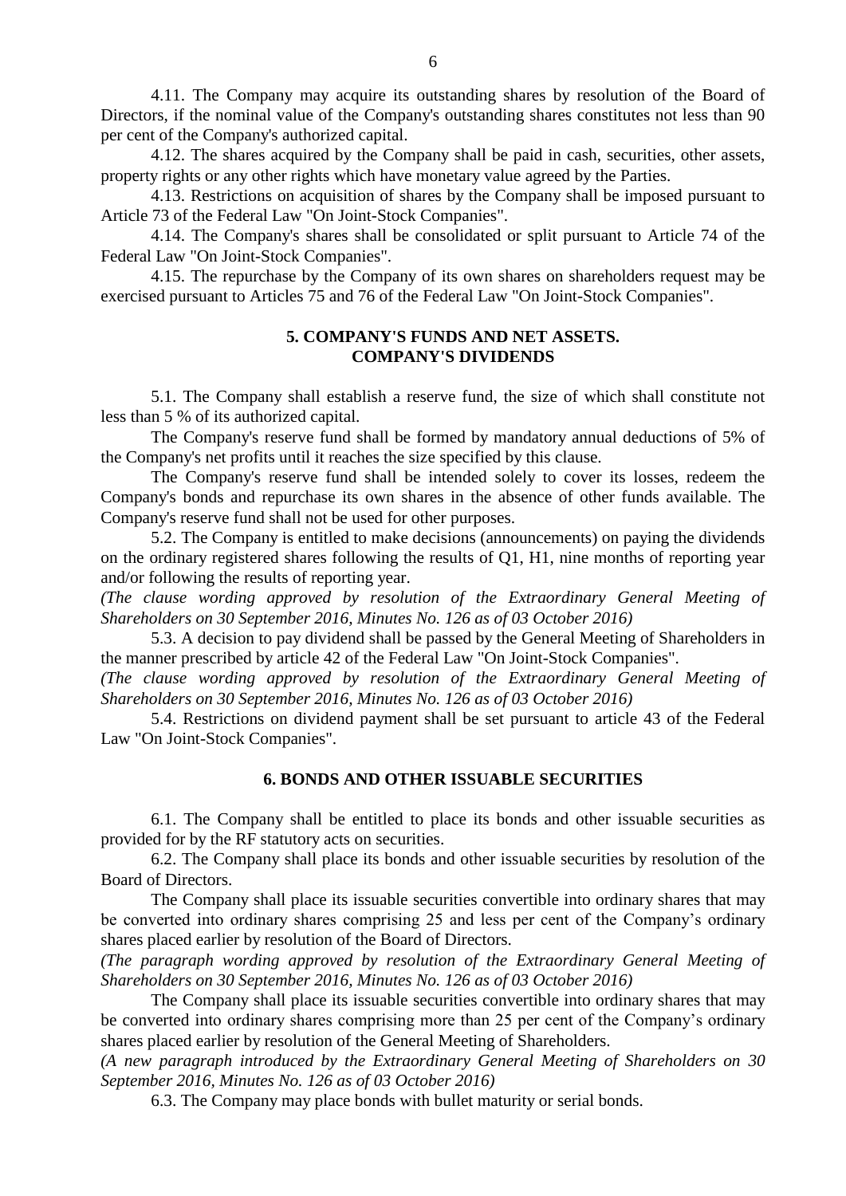4.11. The Company may acquire its outstanding shares by resolution of the Board of Directors, if the nominal value of the Company's outstanding shares constitutes not less than 90 per cent of the Company's authorized capital.

4.12. The shares acquired by the Company shall be paid in cash, securities, other assets, property rights or any other rights which have monetary value agreed by the Parties.

4.13. Restrictions on acquisition of shares by the Company shall be imposed pursuant to Article 73 of the Federal Law "On Joint-Stock Companies".

4.14. The Company's shares shall be consolidated or split pursuant to Article 74 of the Federal Law "On Joint-Stock Companies".

4.15. The repurchase by the Company of its own shares on shareholders request may be exercised pursuant to Articles 75 and 76 of the Federal Law "On Joint-Stock Companies".

## 5. COMPANY'S FUNDS AND NET ASSETS. COMPANY'S DIVIDENDS

5.1. The Company shall establish a reserve fund, the size of which shall constitute not less than 5 % of its authorized capital.

The Company's reserve fund shall be formed by mandatory annual deductions of 5% of the Company's net profits until it reaches the size specified by this clause.

The Company's reserve fund shall be intended solely to cover its losses, redeem the Company's bonds and repurchase its own shares in the absence of other funds available. The Company's reserve fund shall not be used for other purposes.

5.2. The Company is entitled to make decisions (announcements) on paying the dividends on the ordinary registered shares following the results of Q1, H1, nine months of reporting year and/or following the results of reporting year.

*(The clause wording approved by resolution of the Extraordinary General Meeting of Shareholders on 30 September 2016, Minutes No. 126 as of 03 October 2016)*

5.3. A decision to pay dividend shall be passed by the General Meeting of Shareholders in the manner prescribed by article 42 of the Federal Law "On Joint-Stock Companies".

*(The clause wording approved by resolution of the Extraordinary General Meeting of Shareholders on 30 September 2016, Minutes No. 126 as of 03 October 2016)*

5.4. Restrictions on dividend payment shall be set pursuant to article 43 of the Federal Law "On Joint-Stock Companies".

## 6. BONDS AND OTHER ISSUABLE SECURITIES

6.1. The Company shall be entitled to place its bonds and other issuable securities as provided for by the RF statutory acts on securities.

6.2. The Company shall place its bonds and other issuable securities by resolution of the Board of Directors.

The Company shall place its issuable securities convertible into ordinary shares that may be converted into ordinary shares comprising 25 and less per cent of the Company's ordinary shares placed earlier by resolution of the Board of Directors.

*(The paragraph wording approved by resolution of the Extraordinary General Meeting of Shareholders on 30 September 2016, Minutes No. 126 as of 03 October 2016)*

The Company shall place its issuable securities convertible into ordinary shares that may be converted into ordinary shares comprising more than 25 per cent of the Company's ordinary shares placed earlier by resolution of the General Meeting of Shareholders.

*(A new paragraph introduced by the Extraordinary General Meeting of Shareholders on 30 September 2016, Minutes No. 126 as of 03 October 2016)*

6.3. The Company may place bonds with bullet maturity or serial bonds.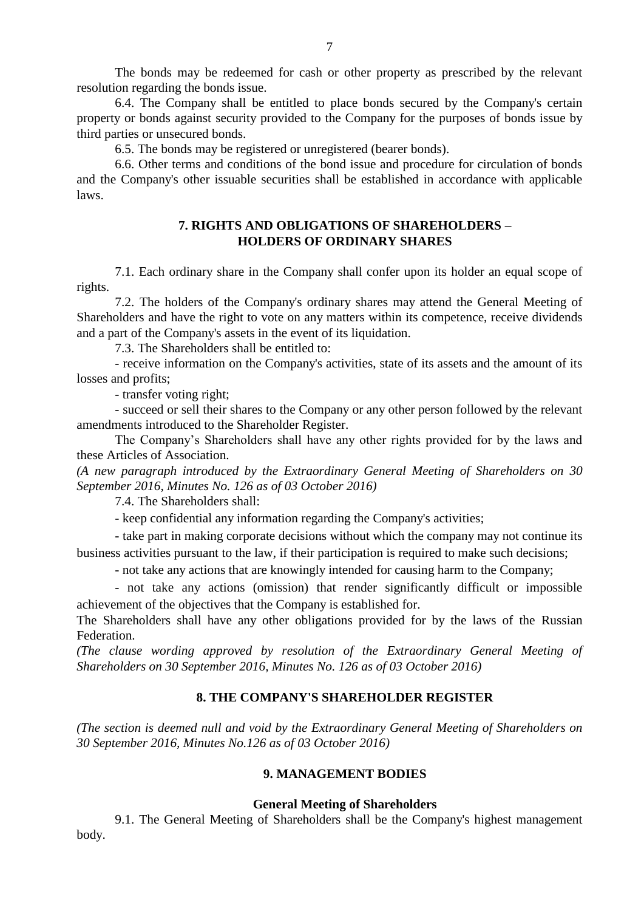The bonds may be redeemed for cash or other property as prescribed by the relevant resolution regarding the bonds issue.

6.4. The Company shall be entitled to place bonds secured by the Company's certain property or bonds against security provided to the Company for the purposes of bonds issue by third parties or unsecured bonds.

6.5. The bonds may be registered or unregistered (bearer bonds).

6.6. Other terms and conditions of the bond issue and procedure for circulation of bonds and the Company's other issuable securities shall be established in accordance with applicable laws.

## 7. RIGHTS AND OBLIGATIONS OF SHAREHOLDERS – HOLDERS OF ORDINARY SHARES

7.1. Each ordinary share in the Company shall confer upon its holder an equal scope of rights.

7.2. The holders of the Company's ordinary shares may attend the General Meeting of Shareholders and have the right to vote on any matters within its competence, receive dividends and a part of the Company's assets in the event of its liquidation.

7.3. The Shareholders shall be entitled to:

- receive information on the Company's activities, state of its assets and the amount of its losses and profits;
- transfer voting right;
- succeed or sell their shares to the Company or any other person followed by the relevant amendments introduced to the Shareholder Register.

The Company's Shareholders shall have any other rights provided for by the laws and these Articles of Association.

*(A new paragraph introduced by the Extraordinary General Meeting of Shareholders on 30 September 2016, Minutes No. 126 as of 03 October 2016)*

7.4. The Shareholders shall:

- keep confidential any information regarding the Company's activities;
- take part in making corporate decisions without which the company may not continue its business activities pursuant to the law, if their participation is required to make such decisions;
- not take any actions that are knowingly intended for causing harm to the Company;
- not take any actions (omission) that render significantly difficult or impossible achievement of the objectives that the Company is established for.

The Shareholders shall have any other obligations provided for by the laws of the Russian Federation.

*(The clause wording approved by resolution of the Extraordinary General Meeting of Shareholders on 30 September 2016, Minutes No. 126 as of 03 October 2016)*

## 8. THE COMPANY'S SHAREHOLDER REGISTER

*(The section is deemed null and void by the Extraordinary General Meeting of Shareholders on 30 September 2016, Minutes No.126 as of 03 October 2016)*

## 9. MANAGEMENT BODIES

### General Meeting of Shareholders

9.1. The General Meeting of Shareholders shall be the Company's highest management body.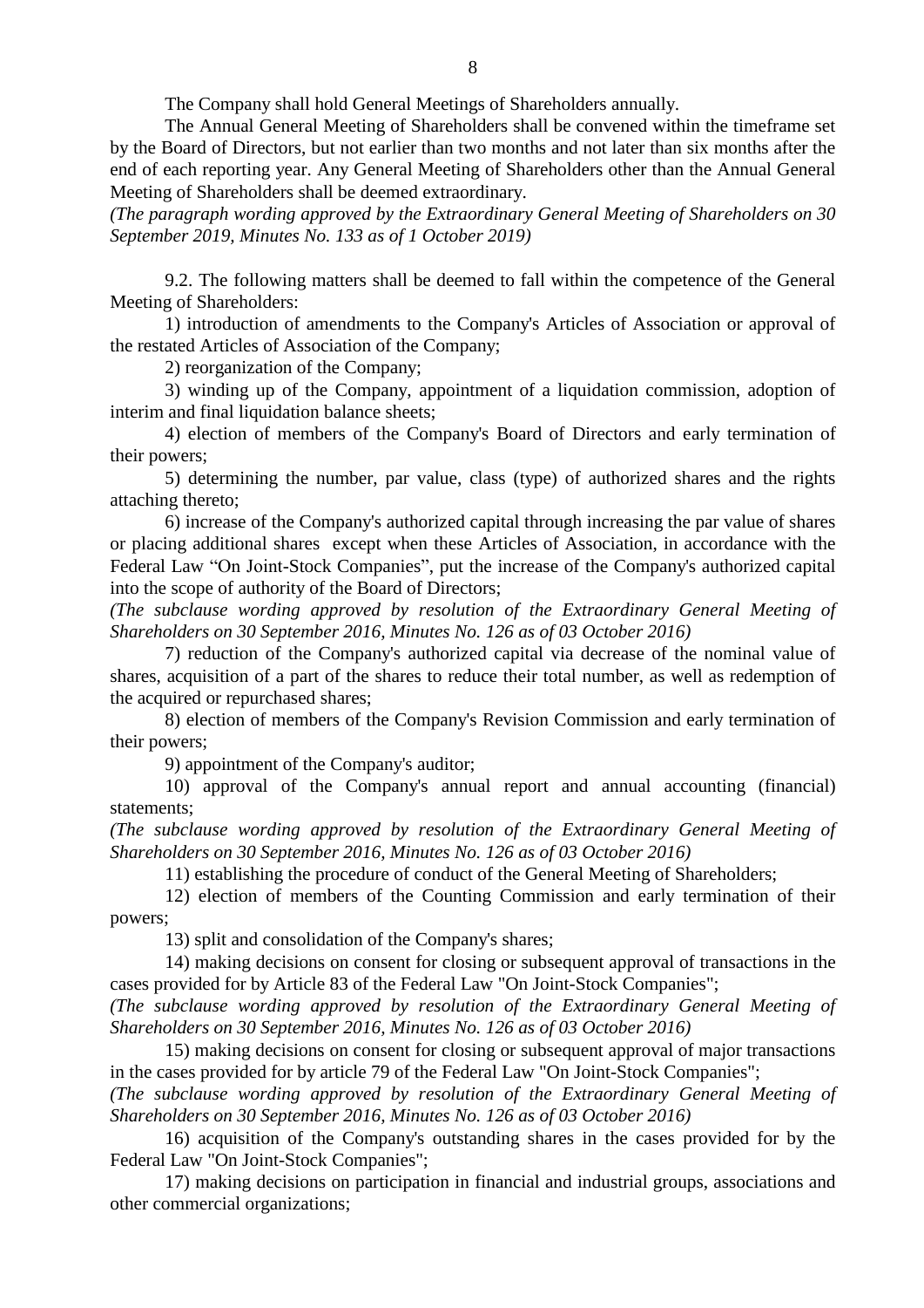The Company shall hold General Meetings of Shareholders annually.

The Annual General Meeting of Shareholders shall be convened within the timeframe set by the Board of Directors, but not earlier than two months and not later than six months after the end of each reporting year. Any General Meeting of Shareholders other than the Annual General Meeting of Shareholders shall be deemed extraordinary.

*(The paragraph wording approved by the Extraordinary General Meeting of Shareholders on 30 September 2019, Minutes No. 133 as of 1 October 2019)*

9.2. The following matters shall be deemed to fall within the competence of the General Meeting of Shareholders:

1) introduction of amendments to the Company's Articles of Association or approval of the restated Articles of Association of the Company;

2) reorganization of the Company;

3) winding up of the Company, appointment of a liquidation commission, adoption of interim and final liquidation balance sheets;

4) election of members of the Company's Board of Directors and early termination of their powers;

5) determining the number, par value, class (type) of authorized shares and the rights attaching thereto;

6) increase of the Company's authorized capital through increasing the par value of shares or placing additional shares except when these Articles of Association, in accordance with the Federal Law "On Joint-Stock Companies", put the increase of the Company's authorized capital into the scope of authority of the Board of Directors;

*(The subclause wording approved by resolution of the Extraordinary General Meeting of Shareholders on 30 September 2016, Minutes No. 126 as of 03 October 2016)*

7) reduction of the Company's authorized capital via decrease of the nominal value of shares, acquisition of a part of the shares to reduce their total number, as well as redemption of the acquired or repurchased shares;

8) election of members of the Company's Revision Commission and early termination of their powers;

9) appointment of the Company's auditor;

10) approval of the Company's annual report and annual accounting (financial) statements;

*(The subclause wording approved by resolution of the Extraordinary General Meeting of Shareholders on 30 September 2016, Minutes No. 126 as of 03 October 2016)*

11) establishing the procedure of conduct of the General Meeting of Shareholders;

12) election of members of the Counting Commission and early termination of their powers;

13) split and consolidation of the Company's shares;

14) making decisions on consent for closing or subsequent approval of transactions in the cases provided for by Article 83 of the Federal Law "On Joint-Stock Companies";

*(The subclause wording approved by resolution of the Extraordinary General Meeting of Shareholders on 30 September 2016, Minutes No. 126 as of 03 October 2016)*

15) making decisions on consent for closing or subsequent approval of major transactions in the cases provided for by article 79 of the Federal Law "On Joint-Stock Companies";

*(The subclause wording approved by resolution of the Extraordinary General Meeting of Shareholders on 30 September 2016, Minutes No. 126 as of 03 October 2016)*

16) acquisition of the Company's outstanding shares in the cases provided for by the Federal Law "On Joint-Stock Companies";

17) making decisions on participation in financial and industrial groups, associations and other commercial organizations;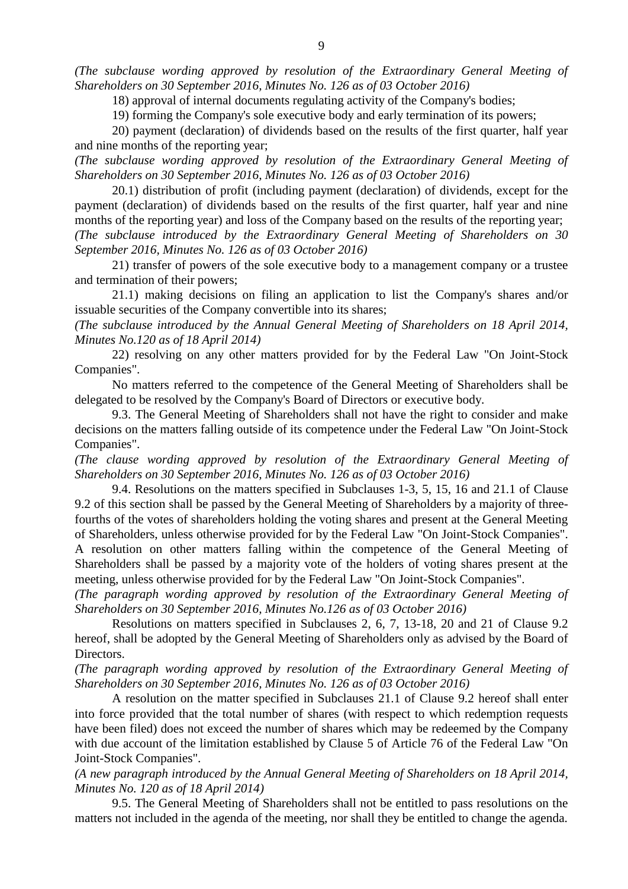*(The subclause wording approved by resolution of the Extraordinary General Meeting of Shareholders on 30 September 2016, Minutes No. 126 as of 03 October 2016)*

18) approval of internal documents regulating activity of the Company's bodies;

19) forming the Company's sole executive body and early termination of its powers;

20) payment (declaration) of dividends based on the results of the first quarter, half year and nine months of the reporting year;

*(The subclause wording approved by resolution of the Extraordinary General Meeting of Shareholders on 30 September 2016, Minutes No. 126 as of 03 October 2016)*

20.1) distribution of profit (including payment (declaration) of dividends, except for the payment (declaration) of dividends based on the results of the first quarter, half year and nine months of the reporting year) and loss of the Company based on the results of the reporting year;

*(The subclause introduced by the Extraordinary General Meeting of Shareholders on 30 September 2016, Minutes No. 126 as of 03 October 2016)*

21) transfer of powers of the sole executive body to a management company or a trustee and termination of their powers;

21.1) making decisions on filing an application to list the Company's shares and/or issuable securities of the Company convertible into its shares;

*(The subclause introduced by the Annual General Meeting of Shareholders on 18 April 2014, Minutes No.120 as of 18 April 2014)*

22) resolving on any other matters provided for by the Federal Law "On Joint-Stock Companies".

No matters referred to the competence of the General Meeting of Shareholders shall be delegated to be resolved by the Company's Board of Directors or executive body.

9.3. The General Meeting of Shareholders shall not have the right to consider and make decisions on the matters falling outside of its competence under the Federal Law "On Joint-Stock Companies".

*(The clause wording approved by resolution of the Extraordinary General Meeting of Shareholders on 30 September 2016, Minutes No. 126 as of 03 October 2016)*

9.4. Resolutions on the matters specified in Subclauses 1-3, 5, 15, 16 and 21.1 of Clause 9.2 of this section shall be passed by the General Meeting of Shareholders by a majority of three-fourths of the votes of shareholders holding the voting shares and present at the General Meeting of Shareholders, unless otherwise provided for by the Federal Law "On Joint-Stock Companies". A resolution on other matters falling within the competence of the General Meeting of Shareholders shall be passed by a majority vote of the holders of voting shares present at the meeting, unless otherwise provided for by the Federal Law "On Joint-Stock Companies".

*(The paragraph wording approved by resolution of the Extraordinary General Meeting of Shareholders on 30 September 2016, Minutes No.126 as of 03 October 2016)*

Resolutions on matters specified in Subclauses 2, 6, 7, 13-18, 20 and 21 of Clause 9.2 hereof, shall be adopted by the General Meeting of Shareholders only as advised by the Board of Directors.

*(The paragraph wording approved by resolution of the Extraordinary General Meeting of Shareholders on 30 September 2016, Minutes No. 126 as of 03 October 2016)*

A resolution on the matter specified in Subclauses 21.1 of Clause 9.2 hereof shall enter into force provided that the total number of shares (with respect to which redemption requests have been filed) does not exceed the number of shares which may be redeemed by the Company with due account of the limitation established by Clause 5 of Article 76 of the Federal Law "On Joint-Stock Companies".

*(A new paragraph introduced by the Annual General Meeting of Shareholders on 18 April 2014, Minutes No. 120 as of 18 April 2014)*

9.5. The General Meeting of Shareholders shall not be entitled to pass resolutions on the matters not included in the agenda of the meeting, nor shall they be entitled to change the agenda.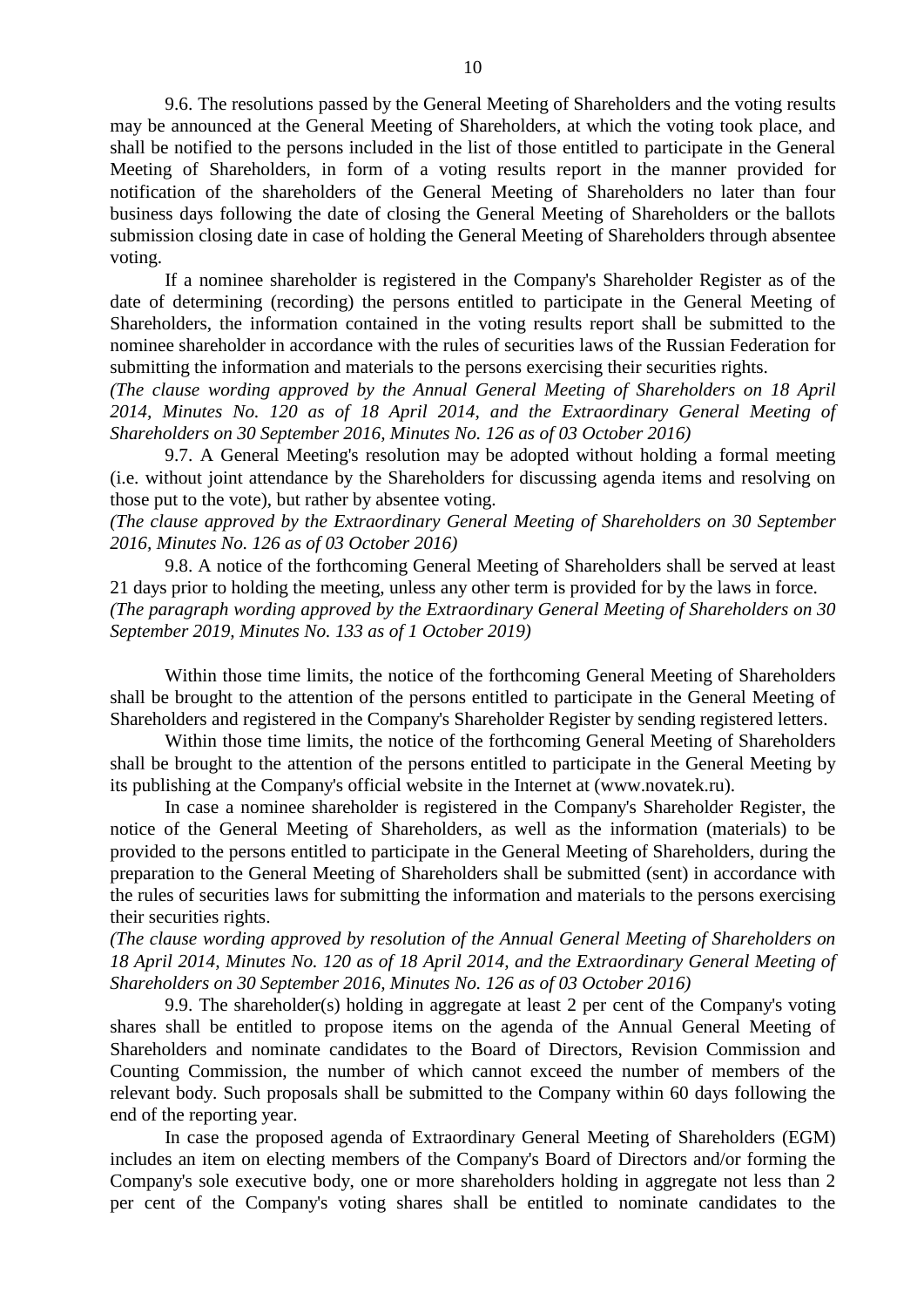9.6. The resolutions passed by the General Meeting of Shareholders and the voting results may be announced at the General Meeting of Shareholders, at which the voting took place, and shall be notified to the persons included in the list of those entitled to participate in the General Meeting of Shareholders, in form of a voting results report in the manner provided for notification of the shareholders of the General Meeting of Shareholders no later than four business days following the date of closing the General Meeting of Shareholders or the ballots submission closing date in case of holding the General Meeting of Shareholders through absentee voting.

If a nominee shareholder is registered in the Company's Shareholder Register as of the date of determining (recording) the persons entitled to participate in the General Meeting of Shareholders, the information contained in the voting results report shall be submitted to the nominee shareholder in accordance with the rules of securities laws of the Russian Federation for submitting the information and materials to the persons exercising their securities rights.

*(The clause wording approved by the Annual General Meeting of Shareholders on 18 April 2014, Minutes No. 120 as of 18 April 2014, and the Extraordinary General Meeting of Shareholders on 30 September 2016, Minutes No. 126 as of 03 October 2016)*

9.7. A General Meeting's resolution may be adopted without holding a formal meeting (i.e. without joint attendance by the Shareholders for discussing agenda items and resolving on those put to the vote), but rather by absentee voting.

*(The clause approved by the Extraordinary General Meeting of Shareholders on 30 September 2016, Minutes No. 126 as of 03 October 2016)*

9.8. A notice of the forthcoming General Meeting of Shareholders shall be served at least 21 days prior to holding the meeting, unless any other term is provided for by the laws in force.

*(The paragraph wording approved by the Extraordinary General Meeting of Shareholders on 30 September 2019, Minutes No. 133 as of 1 October 2019)*

Within those time limits, the notice of the forthcoming General Meeting of Shareholders shall be brought to the attention of the persons entitled to participate in the General Meeting of Shareholders and registered in the Company's Shareholder Register by sending registered letters.

Within those time limits, the notice of the forthcoming General Meeting of Shareholders shall be brought to the attention of the persons entitled to participate in the General Meeting by its publishing at the Company's official website in the Internet at (www.novatek.ru).

In case a nominee shareholder is registered in the Company's Shareholder Register, the notice of the General Meeting of Shareholders, as well as the information (materials) to be provided to the persons entitled to participate in the General Meeting of Shareholders, during the preparation to the General Meeting of Shareholders shall be submitted (sent) in accordance with the rules of securities laws for submitting the information and materials to the persons exercising their securities rights.

*(The clause wording approved by resolution of the Annual General Meeting of Shareholders on 18 April 2014, Minutes No. 120 as of 18 April 2014, and the Extraordinary General Meeting of Shareholders on 30 September 2016, Minutes No. 126 as of 03 October 2016)*

9.9. The shareholder(s) holding in aggregate at least 2 per cent of the Company's voting shares shall be entitled to propose items on the agenda of the Annual General Meeting of Shareholders and nominate candidates to the Board of Directors, Revision Commission and Counting Commission, the number of which cannot exceed the number of members of the relevant body. Such proposals shall be submitted to the Company within 60 days following the end of the reporting year.

In case the proposed agenda of Extraordinary General Meeting of Shareholders (EGM) includes an item on electing members of the Company's Board of Directors and/or forming the Company's sole executive body, one or more shareholders holding in aggregate not less than 2 per cent of the Company's voting shares shall be entitled to nominate candidates to the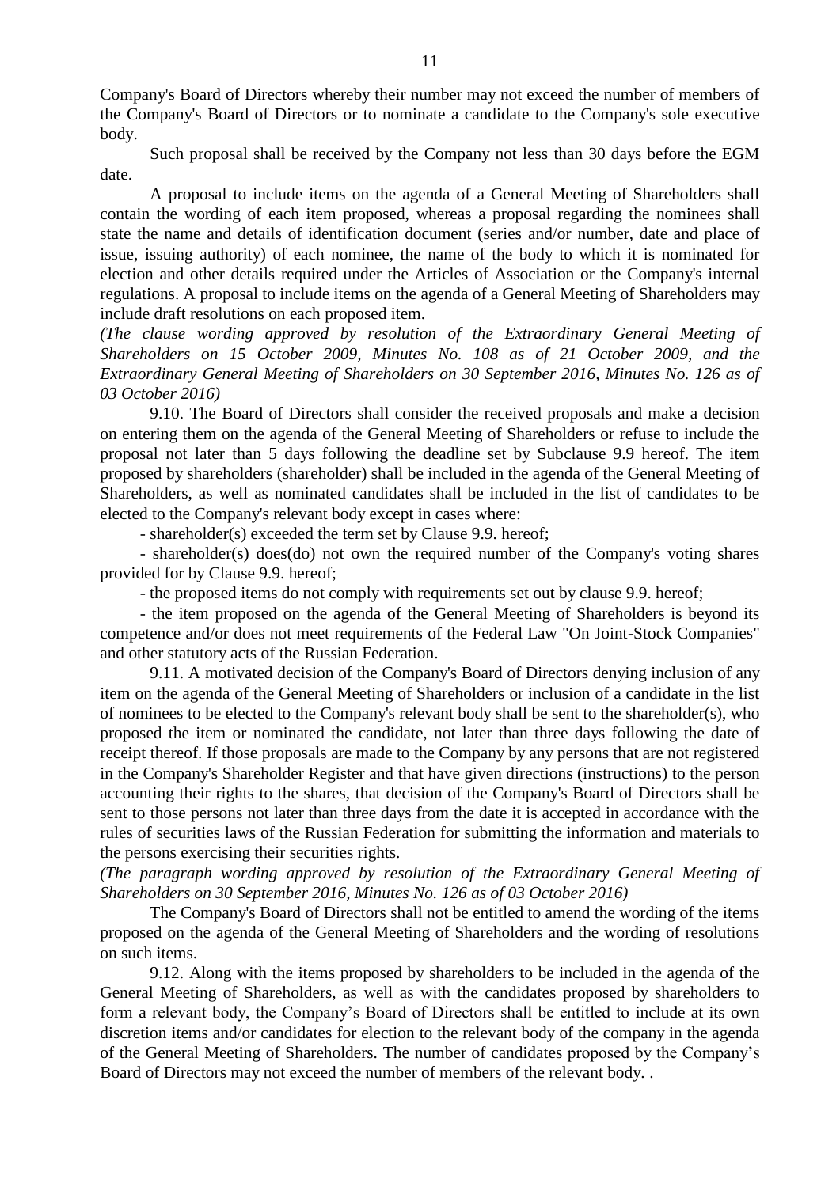Company's Board of Directors whereby their number may not exceed the number of members of the Company's Board of Directors or to nominate a candidate to the Company's sole executive body.

Such proposal shall be received by the Company not less than 30 days before the EGM date.

A proposal to include items on the agenda of a General Meeting of Shareholders shall contain the wording of each item proposed, whereas a proposal regarding the nominees shall state the name and details of identification document (series and/or number, date and place of issue, issuing authority) of each nominee, the name of the body to which it is nominated for election and other details required under the Articles of Association or the Company's internal regulations. A proposal to include items on the agenda of a General Meeting of Shareholders may include draft resolutions on each proposed item.

*(The clause wording approved by resolution of the Extraordinary General Meeting of Shareholders on 15 October 2009, Minutes No. 108 as of 21 October 2009, and the Extraordinary General Meeting of Shareholders on 30 September 2016, Minutes No. 126 as of 03 October 2016)*

9.10. The Board of Directors shall consider the received proposals and make a decision on entering them on the agenda of the General Meeting of Shareholders or refuse to include the proposal not later than 5 days following the deadline set by Subclause 9.9 hereof. The item proposed by shareholders (shareholder) shall be included in the agenda of the General Meeting of Shareholders, as well as nominated candidates shall be included in the list of candidates to be elected to the Company's relevant body except in cases where:

- shareholder(s) exceeded the term set by Clause 9.9. hereof;
- shareholder(s) does(do) not own the required number of the Company's voting shares provided for by Clause 9.9. hereof;
- the proposed items do not comply with requirements set out by clause 9.9. hereof;
- the item proposed on the agenda of the General Meeting of Shareholders is beyond its competence and/or does not meet requirements of the Federal Law "On Joint-Stock Companies" and other statutory acts of the Russian Federation.

9.11. A motivated decision of the Company's Board of Directors denying inclusion of any item on the agenda of the General Meeting of Shareholders or inclusion of a candidate in the list of nominees to be elected to the Company's relevant body shall be sent to the shareholder(s), who proposed the item or nominated the candidate, not later than three days following the date of receipt thereof. If those proposals are made to the Company by any persons that are not registered in the Company's Shareholder Register and that have given directions (instructions) to the person accounting their rights to the shares, that decision of the Company's Board of Directors shall be sent to those persons not later than three days from the date it is accepted in accordance with the rules of securities laws of the Russian Federation for submitting the information and materials to the persons exercising their securities rights.

*(The paragraph wording approved by resolution of the Extraordinary General Meeting of Shareholders on 30 September 2016, Minutes No. 126 as of 03 October 2016)*

The Company's Board of Directors shall not be entitled to amend the wording of the items proposed on the agenda of the General Meeting of Shareholders and the wording of resolutions on such items.

9.12. Along with the items proposed by shareholders to be included in the agenda of the General Meeting of Shareholders, as well as with the candidates proposed by shareholders to form a relevant body, the Company's Board of Directors shall be entitled to include at its own discretion items and/or candidates for election to the relevant body of the company in the agenda of the General Meeting of Shareholders. The number of candidates proposed by the Company's Board of Directors may not exceed the number of members of the relevant body. .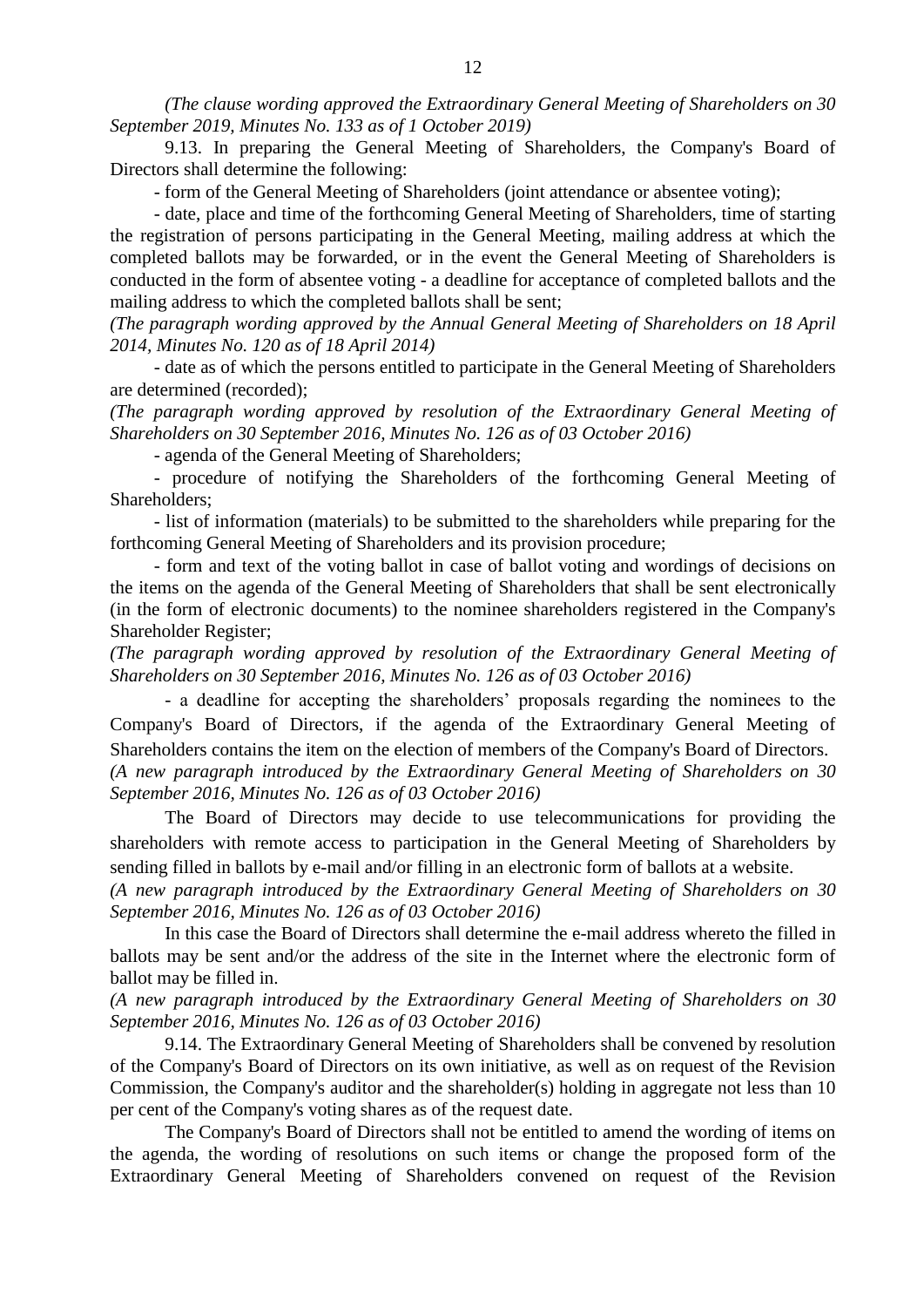*(The clause wording approved the Extraordinary General Meeting of Shareholders on 30 September 2019, Minutes No. 133 as of 1 October 2019)*

9.13. In preparing the General Meeting of Shareholders, the Company's Board of Directors shall determine the following:

- form of the General Meeting of Shareholders (joint attendance or absentee voting);
- date, place and time of the forthcoming General Meeting of Shareholders, time of starting the registration of persons participating in the General Meeting, mailing address at which the completed ballots may be forwarded, or in the event the General Meeting of Shareholders is conducted in the form of absentee voting - a deadline for acceptance of completed ballots and the mailing address to which the completed ballots shall be sent;

*(The paragraph wording approved by the Annual General Meeting of Shareholders on 18 April 2014, Minutes No. 120 as of 18 April 2014)*

- date as of which the persons entitled to participate in the General Meeting of Shareholders are determined (recorded);

*(The paragraph wording approved by resolution of the Extraordinary General Meeting of Shareholders on 30 September 2016, Minutes No. 126 as of 03 October 2016)*

- agenda of the General Meeting of Shareholders;
- procedure of notifying the Shareholders of the forthcoming General Meeting of Shareholders;
- list of information (materials) to be submitted to the shareholders while preparing for the forthcoming General Meeting of Shareholders and its provision procedure;
- form and text of the voting ballot in case of ballot voting and wordings of decisions on the items on the agenda of the General Meeting of Shareholders that shall be sent electronically (in the form of electronic documents) to the nominee shareholders registered in the Company's Shareholder Register;

*(The paragraph wording approved by resolution of the Extraordinary General Meeting of Shareholders on 30 September 2016, Minutes No. 126 as of 03 October 2016)*

- a deadline for accepting the shareholders' proposals regarding the nominees to the Company's Board of Directors, if the agenda of the Extraordinary General Meeting of Shareholders contains the item on the election of members of the Company's Board of Directors.

*(A new paragraph introduced by the Extraordinary General Meeting of Shareholders on 30 September 2016, Minutes No. 126 as of 03 October 2016)*

The Board of Directors may decide to use telecommunications for providing the shareholders with remote access to participation in the General Meeting of Shareholders by sending filled in ballots by e-mail and/or filling in an electronic form of ballots at a website.

*(A new paragraph introduced by the Extraordinary General Meeting of Shareholders on 30 September 2016, Minutes No. 126 as of 03 October 2016)*

In this case the Board of Directors shall determine the e-mail address whereto the filled in ballots may be sent and/or the address of the site in the Internet where the electronic form of ballot may be filled in.

*(A new paragraph introduced by the Extraordinary General Meeting of Shareholders on 30 September 2016, Minutes No. 126 as of 03 October 2016)*

9.14. The Extraordinary General Meeting of Shareholders shall be convened by resolution of the Company's Board of Directors on its own initiative, as well as on request of the Revision Commission, the Company's auditor and the shareholder(s) holding in aggregate not less than 10 per cent of the Company's voting shares as of the request date.

The Company's Board of Directors shall not be entitled to amend the wording of items on the agenda, the wording of resolutions on such items or change the proposed form of the Extraordinary General Meeting of Shareholders convened on request of the Revision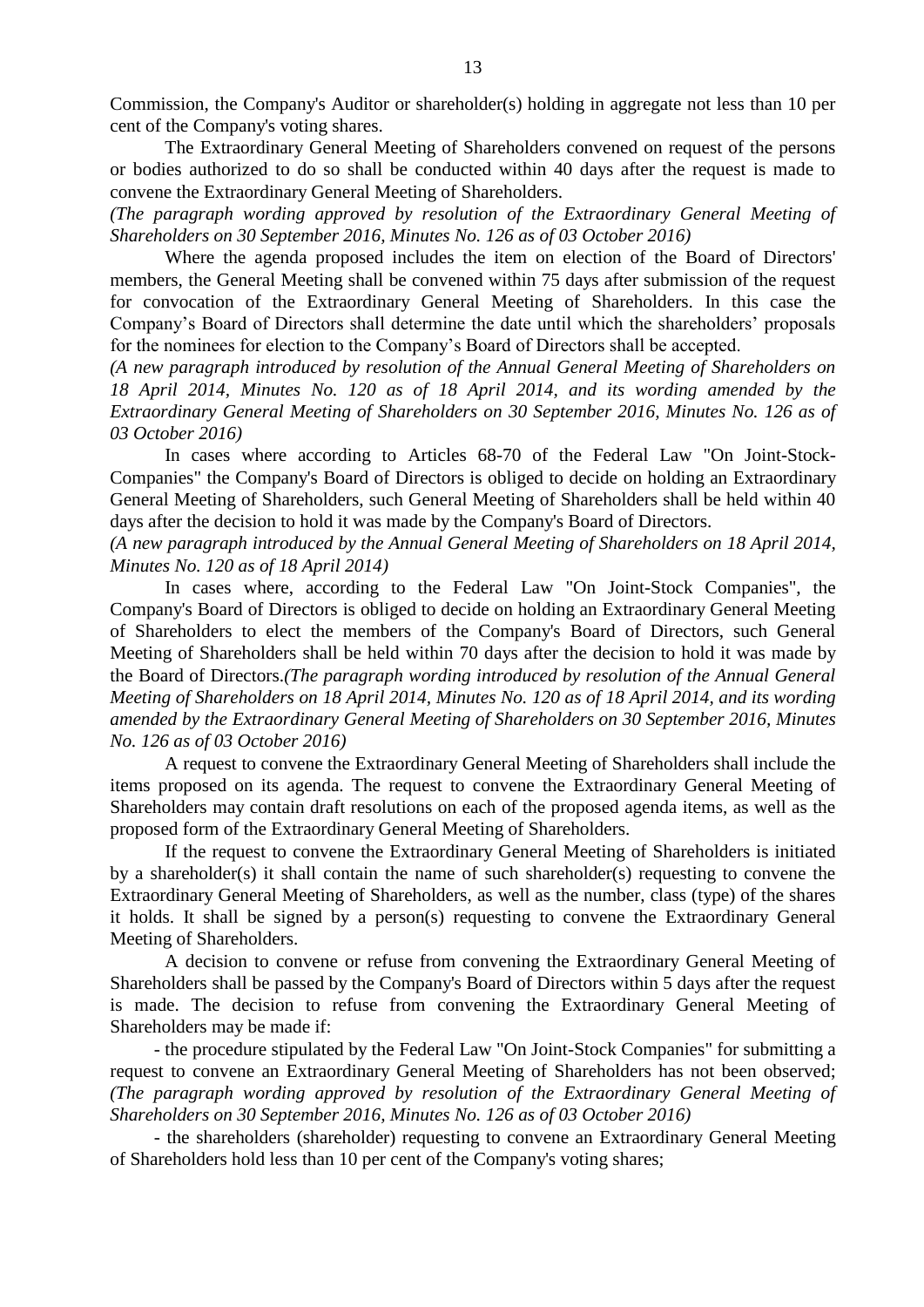Commission, the Company's Auditor or shareholder(s) holding in aggregate not less than 10 per cent of the Company's voting shares.

The Extraordinary General Meeting of Shareholders convened on request of the persons or bodies authorized to do so shall be conducted within 40 days after the request is made to convene the Extraordinary General Meeting of Shareholders.

*(The paragraph wording approved by resolution of the Extraordinary General Meeting of Shareholders on 30 September 2016, Minutes No. 126 as of 03 October 2016)*

Where the agenda proposed includes the item on election of the Board of Directors' members, the General Meeting shall be convened within 75 days after submission of the request for convocation of the Extraordinary General Meeting of Shareholders. In this case the Company's Board of Directors shall determine the date until which the shareholders' proposals for the nominees for election to the Company's Board of Directors shall be accepted.

*(A new paragraph introduced by resolution of the Annual General Meeting of Shareholders on 18 April 2014, Minutes No. 120 as of 18 April 2014, and its wording amended by the Extraordinary General Meeting of Shareholders on 30 September 2016, Minutes No. 126 as of 03 October 2016)*

In cases where according to Articles 68-70 of the Federal Law "On Joint-Stock-Companies" the Company's Board of Directors is obliged to decide on holding an Extraordinary General Meeting of Shareholders, such General Meeting of Shareholders shall be held within 40 days after the decision to hold it was made by the Company's Board of Directors.

*(A new paragraph introduced by the Annual General Meeting of Shareholders on 18 April 2014, Minutes No. 120 as of 18 April 2014)*

In cases where, according to the Federal Law "On Joint-Stock Companies", the Company's Board of Directors is obliged to decide on holding an Extraordinary General Meeting of Shareholders to elect the members of the Company's Board of Directors, such General Meeting of Shareholders shall be held within 70 days after the decision to hold it was made by the Board of Directors.*(The paragraph wording introduced by resolution of the Annual General Meeting of Shareholders on 18 April 2014, Minutes No. 120 as of 18 April 2014, and its wording amended by the Extraordinary General Meeting of Shareholders on 30 September 2016, Minutes No. 126 as of 03 October 2016)*

A request to convene the Extraordinary General Meeting of Shareholders shall include the items proposed on its agenda. The request to convene the Extraordinary General Meeting of Shareholders may contain draft resolutions on each of the proposed agenda items, as well as the proposed form of the Extraordinary General Meeting of Shareholders.

If the request to convene the Extraordinary General Meeting of Shareholders is initiated by a shareholder(s) it shall contain the name of such shareholder(s) requesting to convene the Extraordinary General Meeting of Shareholders, as well as the number, class (type) of the shares it holds. It shall be signed by a person(s) requesting to convene the Extraordinary General Meeting of Shareholders.

A decision to convene or refuse from convening the Extraordinary General Meeting of Shareholders shall be passed by the Company's Board of Directors within 5 days after the request is made. The decision to refuse from convening the Extraordinary General Meeting of Shareholders may be made if:

- the procedure stipulated by the Federal Law "On Joint-Stock Companies" for submitting a request to convene an Extraordinary General Meeting of Shareholders has not been observed;
*(The paragraph wording approved by resolution of the Extraordinary General Meeting of Shareholders on 30 September 2016, Minutes No. 126 as of 03 October 2016)*

- the shareholders (shareholder) requesting to convene an Extraordinary General Meeting of Shareholders hold less than 10 per cent of the Company's voting shares;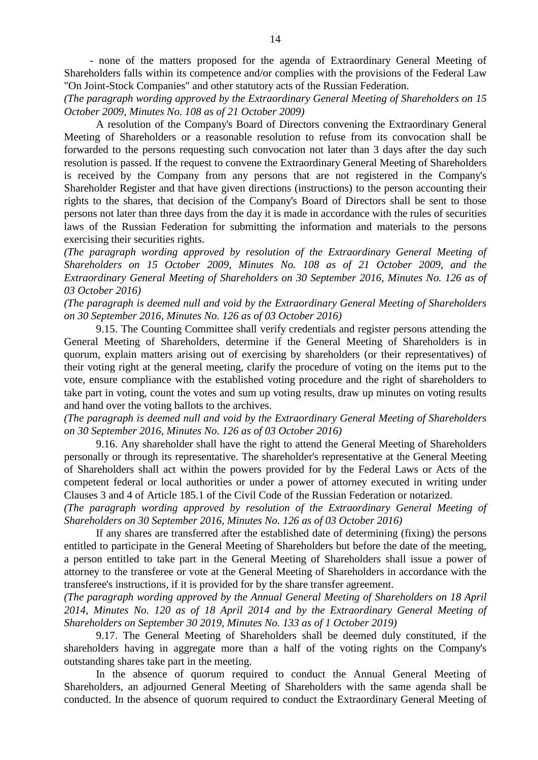- none of the matters proposed for the agenda of Extraordinary General Meeting of Shareholders falls within its competence and/or complies with the provisions of the Federal Law "On Joint-Stock Companies" and other statutory acts of the Russian Federation.

*(The paragraph wording approved by the Extraordinary General Meeting of Shareholders on 15 October 2009, Minutes No. 108 as of 21 October 2009)*

A resolution of the Company's Board of Directors convening the Extraordinary General Meeting of Shareholders or a reasonable resolution to refuse from its convocation shall be forwarded to the persons requesting such convocation not later than 3 days after the day such resolution is passed. If the request to convene the Extraordinary General Meeting of Shareholders is received by the Company from any persons that are not registered in the Company's Shareholder Register and that have given directions (instructions) to the person accounting their rights to the shares, that decision of the Company's Board of Directors shall be sent to those persons not later than three days from the day it is made in accordance with the rules of securities laws of the Russian Federation for submitting the information and materials to the persons exercising their securities rights.

*(The paragraph wording approved by resolution of the Extraordinary General Meeting of Shareholders on 15 October 2009, Minutes No. 108 as of 21 October 2009, and the Extraordinary General Meeting of Shareholders on 30 September 2016, Minutes No. 126 as of 03 October 2016)*

*(The paragraph is deemed null and void by the Extraordinary General Meeting of Shareholders on 30 September 2016, Minutes No. 126 as of 03 October 2016)*

9.15. The Counting Committee shall verify credentials and register persons attending the General Meeting of Shareholders, determine if the General Meeting of Shareholders is in quorum, explain matters arising out of exercising by shareholders (or their representatives) of their voting right at the general meeting, clarify the procedure of voting on the items put to the vote, ensure compliance with the established voting procedure and the right of shareholders to take part in voting, count the votes and sum up voting results, draw up minutes on voting results and hand over the voting ballots to the archives.

*(The paragraph is deemed null and void by the Extraordinary General Meeting of Shareholders on 30 September 2016, Minutes No. 126 as of 03 October 2016)*

9.16. Any shareholder shall have the right to attend the General Meeting of Shareholders personally or through its representative. The shareholder's representative at the General Meeting of Shareholders shall act within the powers provided for by the Federal Laws or Acts of the competent federal or local authorities or under a power of attorney executed in writing under Clauses 3 and 4 of Article 185.1 of the Civil Code of the Russian Federation or notarized.

*(The paragraph wording approved by resolution of the Extraordinary General Meeting of Shareholders on 30 September 2016, Minutes No. 126 as of 03 October 2016)*

If any shares are transferred after the established date of determining (fixing) the persons entitled to participate in the General Meeting of Shareholders but before the date of the meeting, a person entitled to take part in the General Meeting of Shareholders shall issue a power of attorney to the transferee or vote at the General Meeting of Shareholders in accordance with the transferee's instructions, if it is provided for by the share transfer agreement.

*(The paragraph wording approved by the Annual General Meeting of Shareholders on 18 April 2014, Minutes No. 120 as of 18 April 2014 and by the Extraordinary General Meeting of Shareholders on September 30 2019, Minutes No. 133 as of 1 October 2019)*

9.17. The General Meeting of Shareholders shall be deemed duly constituted, if the shareholders having in aggregate more than a half of the voting rights on the Company's outstanding shares take part in the meeting.

In the absence of quorum required to conduct the Annual General Meeting of Shareholders, an adjourned General Meeting of Shareholders with the same agenda shall be conducted. In the absence of quorum required to conduct the Extraordinary General Meeting of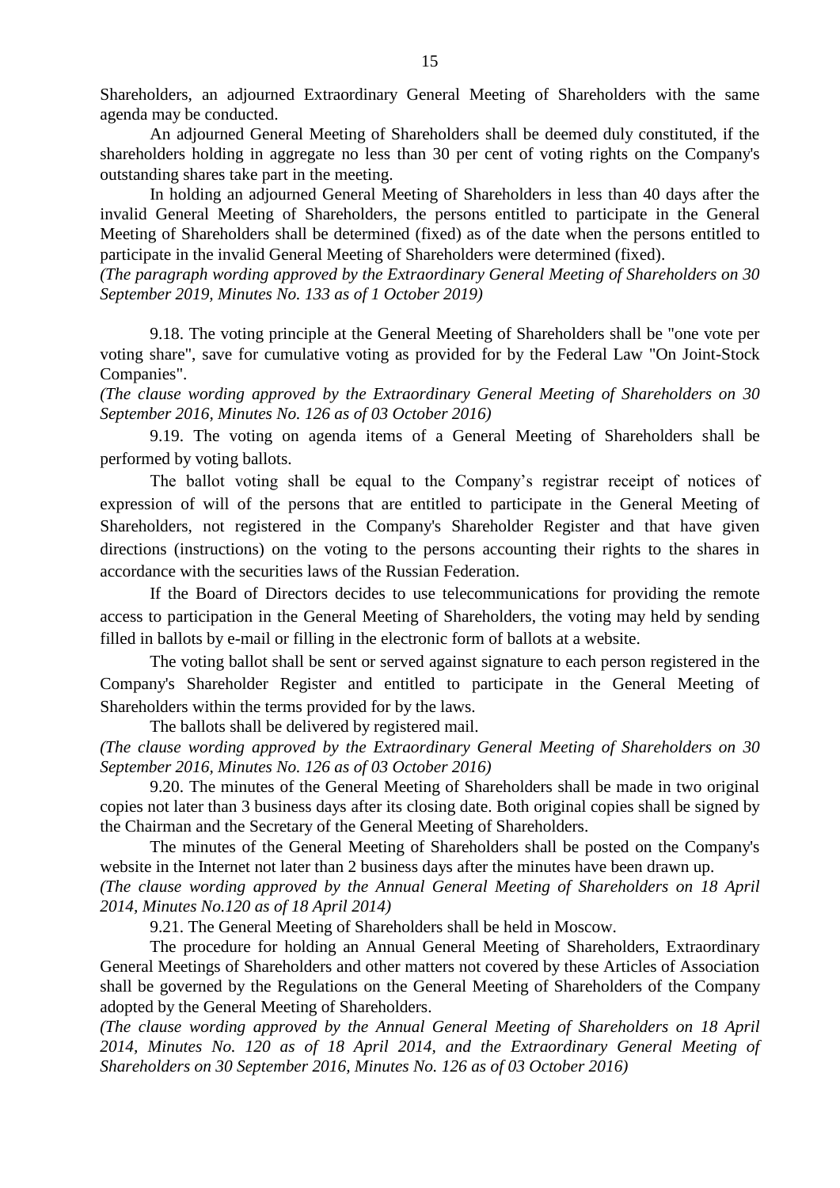Shareholders, an adjourned Extraordinary General Meeting of Shareholders with the same agenda may be conducted.

An adjourned General Meeting of Shareholders shall be deemed duly constituted, if the shareholders holding in aggregate no less than 30 per cent of voting rights on the Company's outstanding shares take part in the meeting.

In holding an adjourned General Meeting of Shareholders in less than 40 days after the invalid General Meeting of Shareholders, the persons entitled to participate in the General Meeting of Shareholders shall be determined (fixed) as of the date when the persons entitled to participate in the invalid General Meeting of Shareholders were determined (fixed).

*(The paragraph wording approved by the Extraordinary General Meeting of Shareholders on 30 September 2019, Minutes No. 133 as of 1 October 2019)*

9.18. The voting principle at the General Meeting of Shareholders shall be "one vote per voting share", save for cumulative voting as provided for by the Federal Law "On Joint-Stock Companies".

*(The clause wording approved by the Extraordinary General Meeting of Shareholders on 30 September 2016, Minutes No. 126 as of 03 October 2016)*

9.19. The voting on agenda items of a General Meeting of Shareholders shall be performed by voting ballots.

The ballot voting shall be equal to the Company's registrar receipt of notices of expression of will of the persons that are entitled to participate in the General Meeting of Shareholders, not registered in the Company's Shareholder Register and that have given directions (instructions) on the voting to the persons accounting their rights to the shares in accordance with the securities laws of the Russian Federation.

If the Board of Directors decides to use telecommunications for providing the remote access to participation in the General Meeting of Shareholders, the voting may held by sending filled in ballots by e-mail or filling in the electronic form of ballots at a website.

The voting ballot shall be sent or served against signature to each person registered in the Company's Shareholder Register and entitled to participate in the General Meeting of Shareholders within the terms provided for by the laws.

The ballots shall be delivered by registered mail.

*(The clause wording approved by the Extraordinary General Meeting of Shareholders on 30 September 2016, Minutes No. 126 as of 03 October 2016)*

9.20. The minutes of the General Meeting of Shareholders shall be made in two original copies not later than 3 business days after its closing date. Both original copies shall be signed by the Chairman and the Secretary of the General Meeting of Shareholders.

The minutes of the General Meeting of Shareholders shall be posted on the Company's website in the Internet not later than 2 business days after the minutes have been drawn up.

*(The clause wording approved by the Annual General Meeting of Shareholders on 18 April 2014, Minutes No.120 as of 18 April 2014)*

9.21. The General Meeting of Shareholders shall be held in Moscow.

The procedure for holding an Annual General Meeting of Shareholders, Extraordinary General Meetings of Shareholders and other matters not covered by these Articles of Association shall be governed by the Regulations on the General Meeting of Shareholders of the Company adopted by the General Meeting of Shareholders.

*(The clause wording approved by the Annual General Meeting of Shareholders on 18 April 2014, Minutes No. 120 as of 18 April 2014, and the Extraordinary General Meeting of Shareholders on 30 September 2016, Minutes No. 126 as of 03 October 2016)*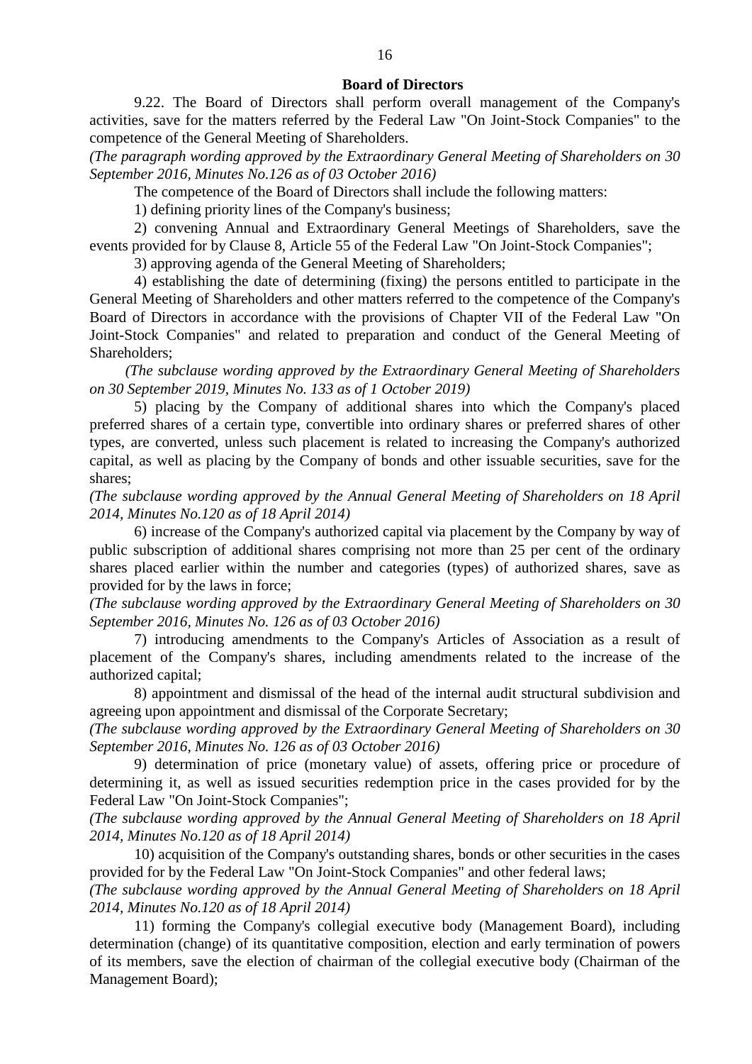## Board of Directors

9.22. The Board of Directors shall perform overall management of the Company's activities, save for the matters referred by the Federal Law "On Joint-Stock Companies" to the competence of the General Meeting of Shareholders.

*(The paragraph wording approved by the Extraordinary General Meeting of Shareholders on 30 September 2016, Minutes No.126 as of 03 October 2016)*

The competence of the Board of Directors shall include the following matters:

1) defining priority lines of the Company's business;

2) convening Annual and Extraordinary General Meetings of Shareholders, save the events provided for by Clause 8, Article 55 of the Federal Law "On Joint-Stock Companies";

3) approving agenda of the General Meeting of Shareholders;

4) establishing the date of determining (fixing) the persons entitled to participate in the General Meeting of Shareholders and other matters referred to the competence of the Company's Board of Directors in accordance with the provisions of Chapter VII of the Federal Law "On Joint-Stock Companies" and related to preparation and conduct of the General Meeting of Shareholders;

*(The subclause wording approved by the Extraordinary General Meeting of Shareholders on 30 September 2019, Minutes No. 133 as of 1 October 2019)*

5) placing by the Company of additional shares into which the Company's placed preferred shares of a certain type, convertible into ordinary shares or preferred shares of other types, are converted, unless such placement is related to increasing the Company's authorized capital, as well as placing by the Company of bonds and other issuable securities, save for the shares;

*(The subclause wording approved by the Annual General Meeting of Shareholders on 18 April 2014, Minutes No.120 as of 18 April 2014)*

6) increase of the Company's authorized capital via placement by the Company by way of public subscription of additional shares comprising not more than 25 per cent of the ordinary shares placed earlier within the number and categories (types) of authorized shares, save as provided for by the laws in force;

*(The subclause wording approved by the Extraordinary General Meeting of Shareholders on 30 September 2016, Minutes No. 126 as of 03 October 2016)*

7) introducing amendments to the Company's Articles of Association as a result of placement of the Company's shares, including amendments related to the increase of the authorized capital;

8) appointment and dismissal of the head of the internal audit structural subdivision and agreeing upon appointment and dismissal of the Corporate Secretary;

*(The subclause wording approved by the Extraordinary General Meeting of Shareholders on 30 September 2016, Minutes No. 126 as of 03 October 2016)*

9) determination of price (monetary value) of assets, offering price or procedure of determining it, as well as issued securities redemption price in the cases provided for by the Federal Law "On Joint-Stock Companies";

*(The subclause wording approved by the Annual General Meeting of Shareholders on 18 April 2014, Minutes No.120 as of 18 April 2014)*

10) acquisition of the Company's outstanding shares, bonds or other securities in the cases provided for by the Federal Law "On Joint-Stock Companies" and other federal laws;

*(The subclause wording approved by the Annual General Meeting of Shareholders on 18 April 2014, Minutes No.120 as of 18 April 2014)*

11) forming the Company's collegial executive body (Management Board), including determination (change) of its quantitative composition, election and early termination of powers of its members, save the election of chairman of the collegial executive body (Chairman of the Management Board);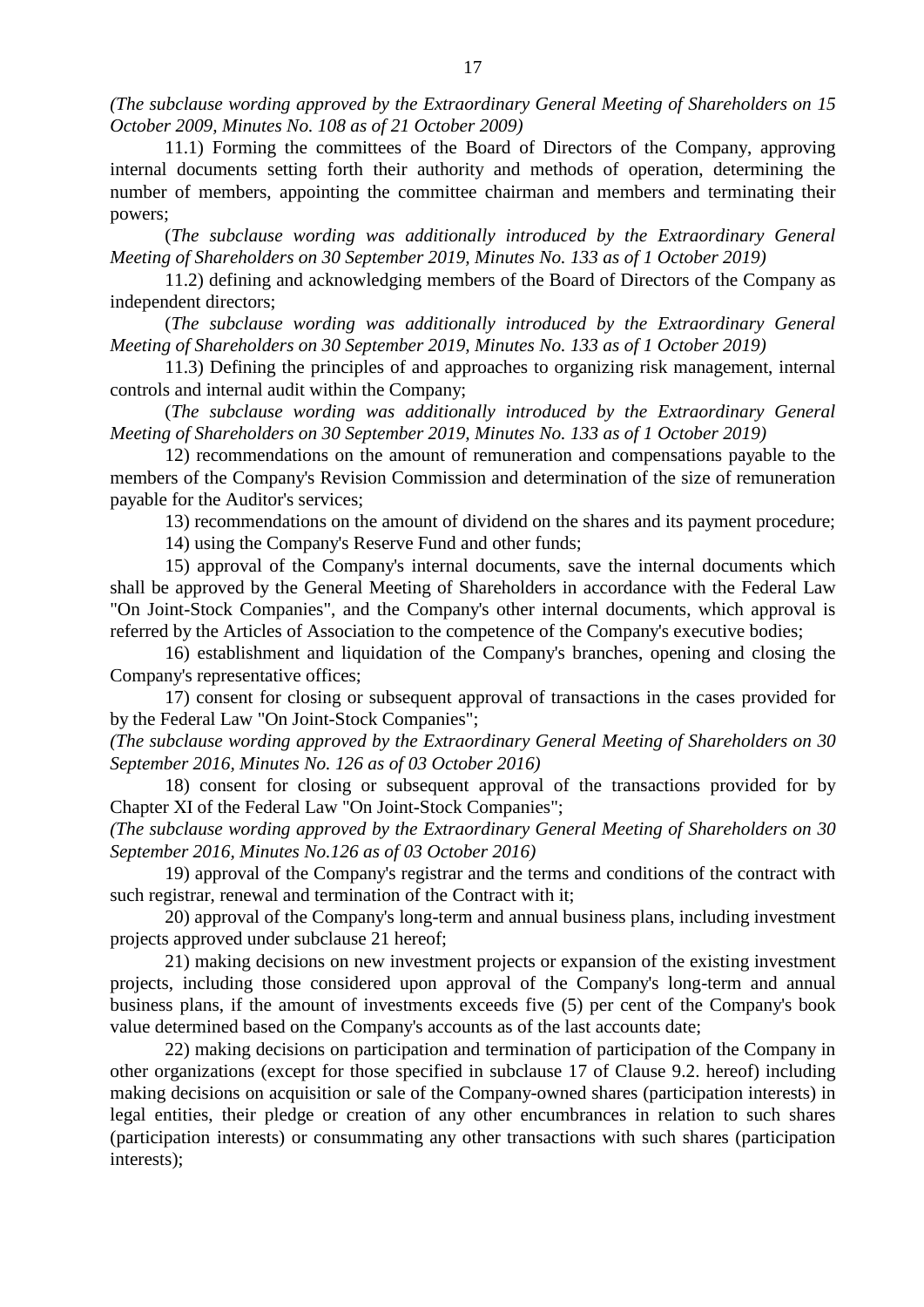*(The subclause wording approved by the Extraordinary General Meeting of Shareholders on 15 October 2009, Minutes No. 108 as of 21 October 2009)*

11.1) Forming the committees of the Board of Directors of the Company, approving internal documents setting forth their authority and methods of operation, determining the number of members, appointing the committee chairman and members and terminating their powers;

(*The subclause wording was additionally introduced by the Extraordinary General Meeting of Shareholders on 30 September 2019, Minutes No. 133 as of 1 October 2019)*

11.2) defining and acknowledging members of the Board of Directors of the Company as independent directors;

(*The subclause wording was additionally introduced by the Extraordinary General Meeting of Shareholders on 30 September 2019, Minutes No. 133 as of 1 October 2019)*

11.3) Defining the principles of and approaches to organizing risk management, internal controls and internal audit within the Company;

(*The subclause wording was additionally introduced by the Extraordinary General Meeting of Shareholders on 30 September 2019, Minutes No. 133 as of 1 October 2019)*

12) recommendations on the amount of remuneration and compensations payable to the members of the Company's Revision Commission and determination of the size of remuneration payable for the Auditor's services;

13) recommendations on the amount of dividend on the shares and its payment procedure;

14) using the Company's Reserve Fund and other funds;

15) approval of the Company's internal documents, save the internal documents which shall be approved by the General Meeting of Shareholders in accordance with the Federal Law "On Joint-Stock Companies", and the Company's other internal documents, which approval is referred by the Articles of Association to the competence of the Company's executive bodies;

16) establishment and liquidation of the Company's branches, opening and closing the Company's representative offices;

17) consent for closing or subsequent approval of transactions in the cases provided for by the Federal Law "On Joint-Stock Companies";

*(The subclause wording approved by the Extraordinary General Meeting of Shareholders on 30 September 2016, Minutes No. 126 as of 03 October 2016)*

18) consent for closing or subsequent approval of the transactions provided for by Chapter XI of the Federal Law "On Joint-Stock Companies";

*(The subclause wording approved by the Extraordinary General Meeting of Shareholders on 30 September 2016, Minutes No.126 as of 03 October 2016)*

19) approval of the Company's registrar and the terms and conditions of the contract with such registrar, renewal and termination of the Contract with it;

20) approval of the Company's long-term and annual business plans, including investment projects approved under subclause 21 hereof;

21) making decisions on new investment projects or expansion of the existing investment projects, including those considered upon approval of the Company's long-term and annual business plans, if the amount of investments exceeds five (5) per cent of the Company's book value determined based on the Company's accounts as of the last accounts date;

22) making decisions on participation and termination of participation of the Company in other organizations (except for those specified in subclause 17 of Clause 9.2. hereof) including making decisions on acquisition or sale of the Company-owned shares (participation interests) in legal entities, their pledge or creation of any other encumbrances in relation to such shares (participation interests) or consummating any other transactions with such shares (participation interests);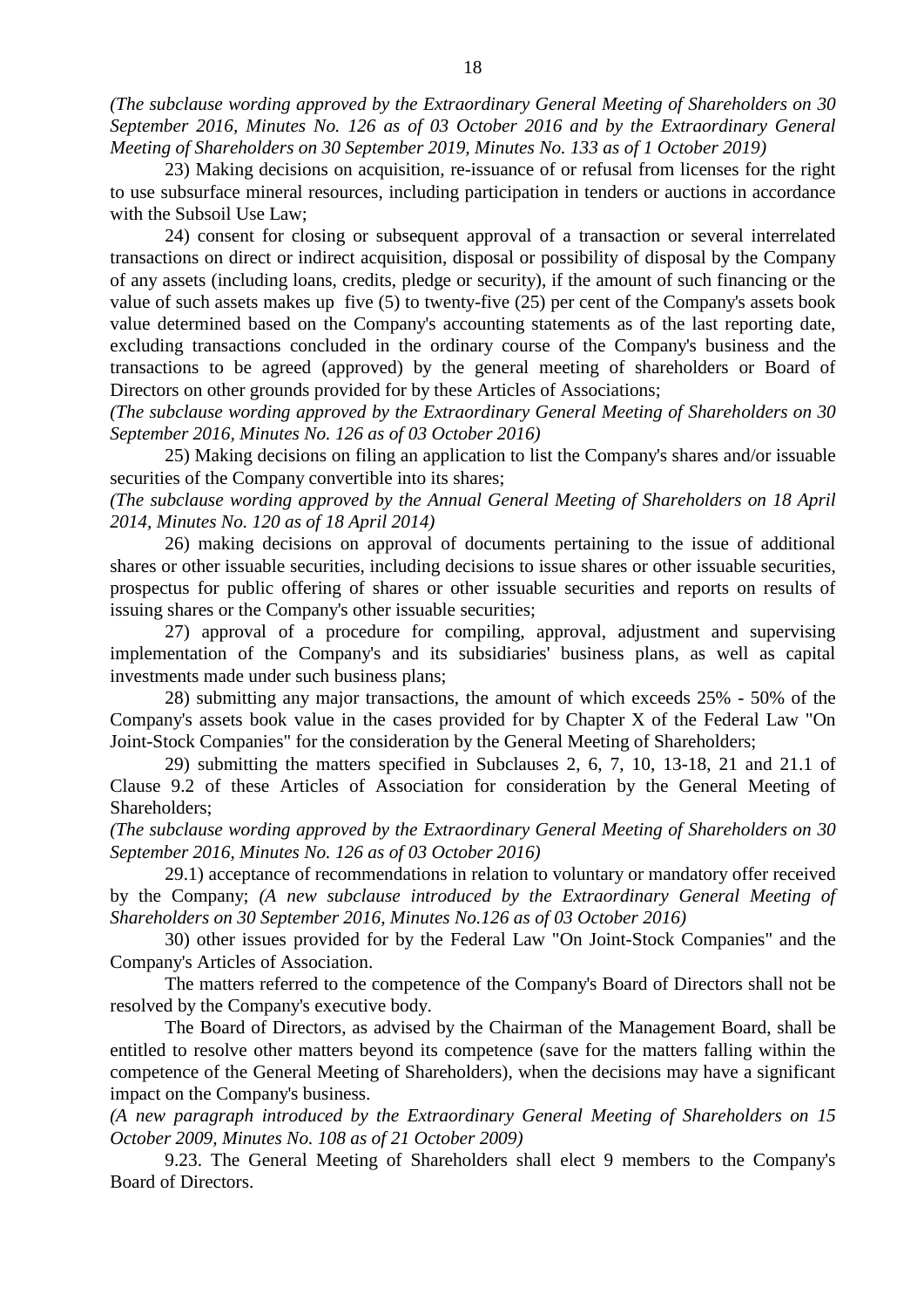*(The subclause wording approved by the Extraordinary General Meeting of Shareholders on 30 September 2016, Minutes No. 126 as of 03 October 2016 and by the Extraordinary General Meeting of Shareholders on 30 September 2019, Minutes No. 133 as of 1 October 2019)*

23) Making decisions on acquisition, re-issuance of or refusal from licenses for the right to use subsurface mineral resources, including participation in tenders or auctions in accordance with the Subsoil Use Law;

24) consent for closing or subsequent approval of a transaction or several interrelated transactions on direct or indirect acquisition, disposal or possibility of disposal by the Company of any assets (including loans, credits, pledge or security), if the amount of such financing or the value of such assets makes up five (5) to twenty-five (25) per cent of the Company's assets book value determined based on the Company's accounting statements as of the last reporting date, excluding transactions concluded in the ordinary course of the Company's business and the transactions to be agreed (approved) by the general meeting of shareholders or Board of Directors on other grounds provided for by these Articles of Associations;

*(The subclause wording approved by the Extraordinary General Meeting of Shareholders on 30 September 2016, Minutes No. 126 as of 03 October 2016)*

25) Making decisions on filing an application to list the Company's shares and/or issuable securities of the Company convertible into its shares;

*(The subclause wording approved by the Annual General Meeting of Shareholders on 18 April 2014, Minutes No. 120 as of 18 April 2014)*

26) making decisions on approval of documents pertaining to the issue of additional shares or other issuable securities, including decisions to issue shares or other issuable securities, prospectus for public offering of shares or other issuable securities and reports on results of issuing shares or the Company's other issuable securities;

27) approval of a procedure for compiling, approval, adjustment and supervising implementation of the Company's and its subsidiaries' business plans, as well as capital investments made under such business plans;

28) submitting any major transactions, the amount of which exceeds 25% - 50% of the Company's assets book value in the cases provided for by Chapter X of the Federal Law "On Joint-Stock Companies" for the consideration by the General Meeting of Shareholders;

29) submitting the matters specified in Subclauses 2, 6, 7, 10, 13-18, 21 and 21.1 of Clause 9.2 of these Articles of Association for consideration by the General Meeting of Shareholders;

*(The subclause wording approved by the Extraordinary General Meeting of Shareholders on 30 September 2016, Minutes No. 126 as of 03 October 2016)*

29.1) acceptance of recommendations in relation to voluntary or mandatory offer received by the Company; *(A new subclause introduced by the Extraordinary General Meeting of Shareholders on 30 September 2016, Minutes No.126 as of 03 October 2016)*

30) other issues provided for by the Federal Law "On Joint-Stock Companies" and the Company's Articles of Association.

The matters referred to the competence of the Company's Board of Directors shall not be resolved by the Company's executive body.

The Board of Directors, as advised by the Chairman of the Management Board, shall be entitled to resolve other matters beyond its competence (save for the matters falling within the competence of the General Meeting of Shareholders), when the decisions may have a significant impact on the Company's business.

*(A new paragraph introduced by the Extraordinary General Meeting of Shareholders on 15 October 2009, Minutes No. 108 as of 21 October 2009)*

9.23. The General Meeting of Shareholders shall elect 9 members to the Company's Board of Directors.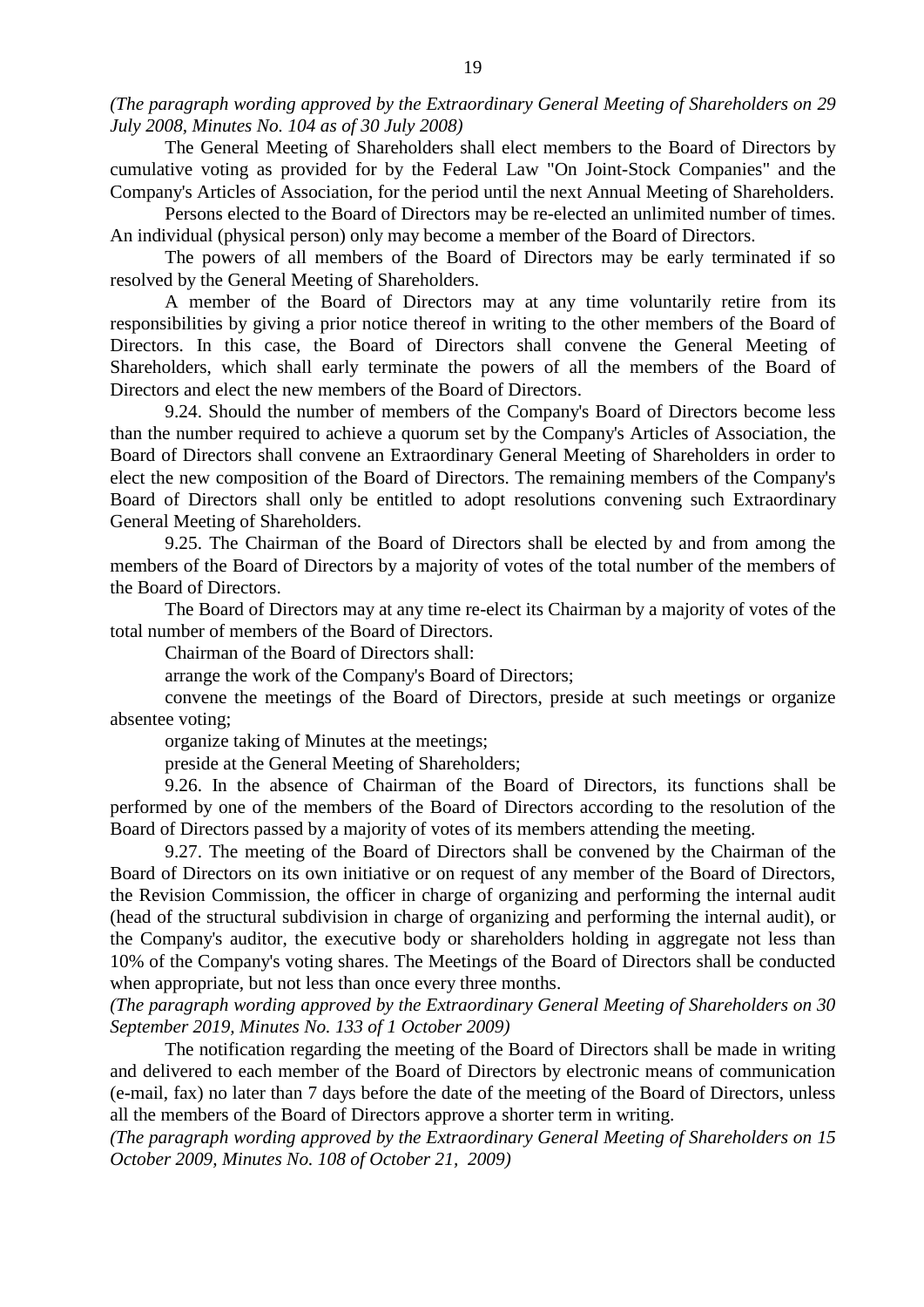*(The paragraph wording approved by the Extraordinary General Meeting of Shareholders on 29 July 2008, Minutes No. 104 as of 30 July 2008)*

The General Meeting of Shareholders shall elect members to the Board of Directors by cumulative voting as provided for by the Federal Law "On Joint-Stock Companies" and the Company's Articles of Association, for the period until the next Annual Meeting of Shareholders.

Persons elected to the Board of Directors may be re-elected an unlimited number of times. An individual (physical person) only may become a member of the Board of Directors.

The powers of all members of the Board of Directors may be early terminated if so resolved by the General Meeting of Shareholders.

A member of the Board of Directors may at any time voluntarily retire from its responsibilities by giving a prior notice thereof in writing to the other members of the Board of Directors. In this case, the Board of Directors shall convene the General Meeting of Shareholders, which shall early terminate the powers of all the members of the Board of Directors and elect the new members of the Board of Directors.

9.24. Should the number of members of the Company's Board of Directors become less than the number required to achieve a quorum set by the Company's Articles of Association, the Board of Directors shall convene an Extraordinary General Meeting of Shareholders in order to elect the new composition of the Board of Directors. The remaining members of the Company's Board of Directors shall only be entitled to adopt resolutions convening such Extraordinary General Meeting of Shareholders.

9.25. The Chairman of the Board of Directors shall be elected by and from among the members of the Board of Directors by a majority of votes of the total number of the members of the Board of Directors.

The Board of Directors may at any time re-elect its Chairman by a majority of votes of the total number of members of the Board of Directors.

Chairman of the Board of Directors shall:

arrange the work of the Company's Board of Directors;

convene the meetings of the Board of Directors, preside at such meetings or organize absentee voting;

organize taking of Minutes at the meetings;

preside at the General Meeting of Shareholders;

9.26. In the absence of Chairman of the Board of Directors, its functions shall be performed by one of the members of the Board of Directors according to the resolution of the Board of Directors passed by a majority of votes of its members attending the meeting.

9.27. The meeting of the Board of Directors shall be convened by the Chairman of the Board of Directors on its own initiative or on request of any member of the Board of Directors, the Revision Commission, the officer in charge of organizing and performing the internal audit (head of the structural subdivision in charge of organizing and performing the internal audit), or the Company's auditor, the executive body or shareholders holding in aggregate not less than 10% of the Company's voting shares. The Meetings of the Board of Directors shall be conducted when appropriate, but not less than once every three months.

*(The paragraph wording approved by the Extraordinary General Meeting of Shareholders on 30 September 2019, Minutes No. 133 of 1 October 2009)*

The notification regarding the meeting of the Board of Directors shall be made in writing and delivered to each member of the Board of Directors by electronic means of communication (e-mail, fax) no later than 7 days before the date of the meeting of the Board of Directors, unless all the members of the Board of Directors approve a shorter term in writing.

*(The paragraph wording approved by the Extraordinary General Meeting of Shareholders on 15 October 2009, Minutes No. 108 of October 21, 2009)*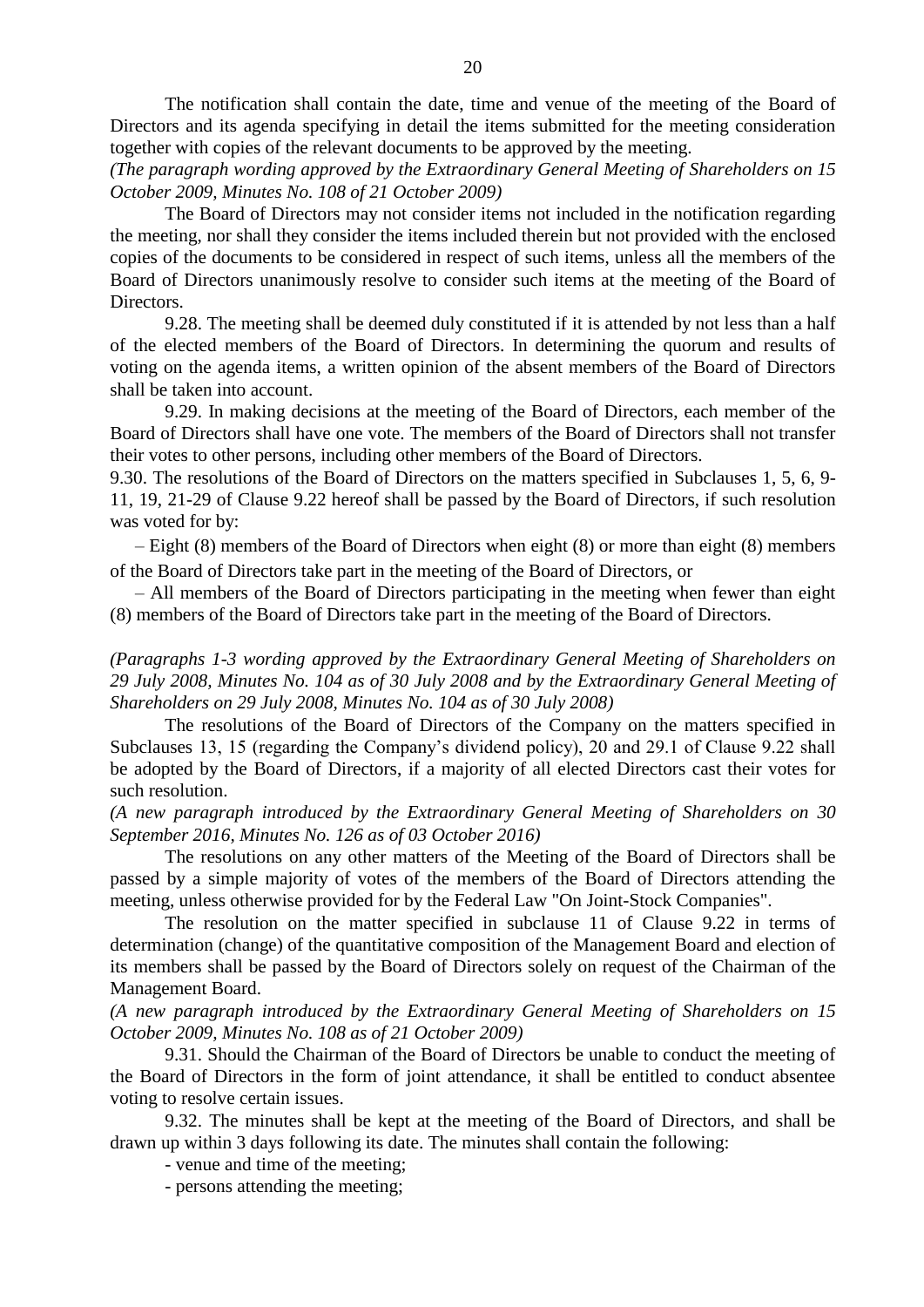The notification shall contain the date, time and venue of the meeting of the Board of Directors and its agenda specifying in detail the items submitted for the meeting consideration together with copies of the relevant documents to be approved by the meeting.

*(The paragraph wording approved by the Extraordinary General Meeting of Shareholders on 15 October 2009, Minutes No. 108 of 21 October 2009)*

The Board of Directors may not consider items not included in the notification regarding the meeting, nor shall they consider the items included therein but not provided with the enclosed copies of the documents to be considered in respect of such items, unless all the members of the Board of Directors unanimously resolve to consider such items at the meeting of the Board of Directors.

9.28. The meeting shall be deemed duly constituted if it is attended by not less than a half of the elected members of the Board of Directors. In determining the quorum and results of voting on the agenda items, a written opinion of the absent members of the Board of Directors shall be taken into account.

9.29. In making decisions at the meeting of the Board of Directors, each member of the Board of Directors shall have one vote. The members of the Board of Directors shall not transfer their votes to other persons, including other members of the Board of Directors.

9.30. The resolutions of the Board of Directors on the matters specified in Subclauses 1, 5, 6, 9-11, 19, 21-29 of Clause 9.22 hereof shall be passed by the Board of Directors, if such resolution was voted for by:

– Eight (8) members of the Board of Directors when eight (8) or more than eight (8) members of the Board of Directors take part in the meeting of the Board of Directors, or

– All members of the Board of Directors participating in the meeting when fewer than eight (8) members of the Board of Directors take part in the meeting of the Board of Directors.

*(Paragraphs 1-3 wording approved by the Extraordinary General Meeting of Shareholders on 29 July 2008, Minutes No. 104 as of 30 July 2008 and by the Extraordinary General Meeting of Shareholders on 29 July 2008, Minutes No. 104 as of 30 July 2008)*

The resolutions of the Board of Directors of the Company on the matters specified in Subclauses 13, 15 (regarding the Company's dividend policy), 20 and 29.1 of Clause 9.22 shall be adopted by the Board of Directors, if a majority of all elected Directors cast their votes for such resolution.

*(A new paragraph introduced by the Extraordinary General Meeting of Shareholders on 30 September 2016, Minutes No. 126 as of 03 October 2016)*

The resolutions on any other matters of the Meeting of the Board of Directors shall be passed by a simple majority of votes of the members of the Board of Directors attending the meeting, unless otherwise provided for by the Federal Law "On Joint-Stock Companies".

The resolution on the matter specified in subclause 11 of Clause 9.22 in terms of determination (change) of the quantitative composition of the Management Board and election of its members shall be passed by the Board of Directors solely on request of the Chairman of the Management Board.

*(A new paragraph introduced by the Extraordinary General Meeting of Shareholders on 15 October 2009, Minutes No. 108 as of 21 October 2009)*

9.31. Should the Chairman of the Board of Directors be unable to conduct the meeting of the Board of Directors in the form of joint attendance, it shall be entitled to conduct absentee voting to resolve certain issues.

9.32. The minutes shall be kept at the meeting of the Board of Directors, and shall be drawn up within 3 days following its date. The minutes shall contain the following:

- venue and time of the meeting;
- persons attending the meeting;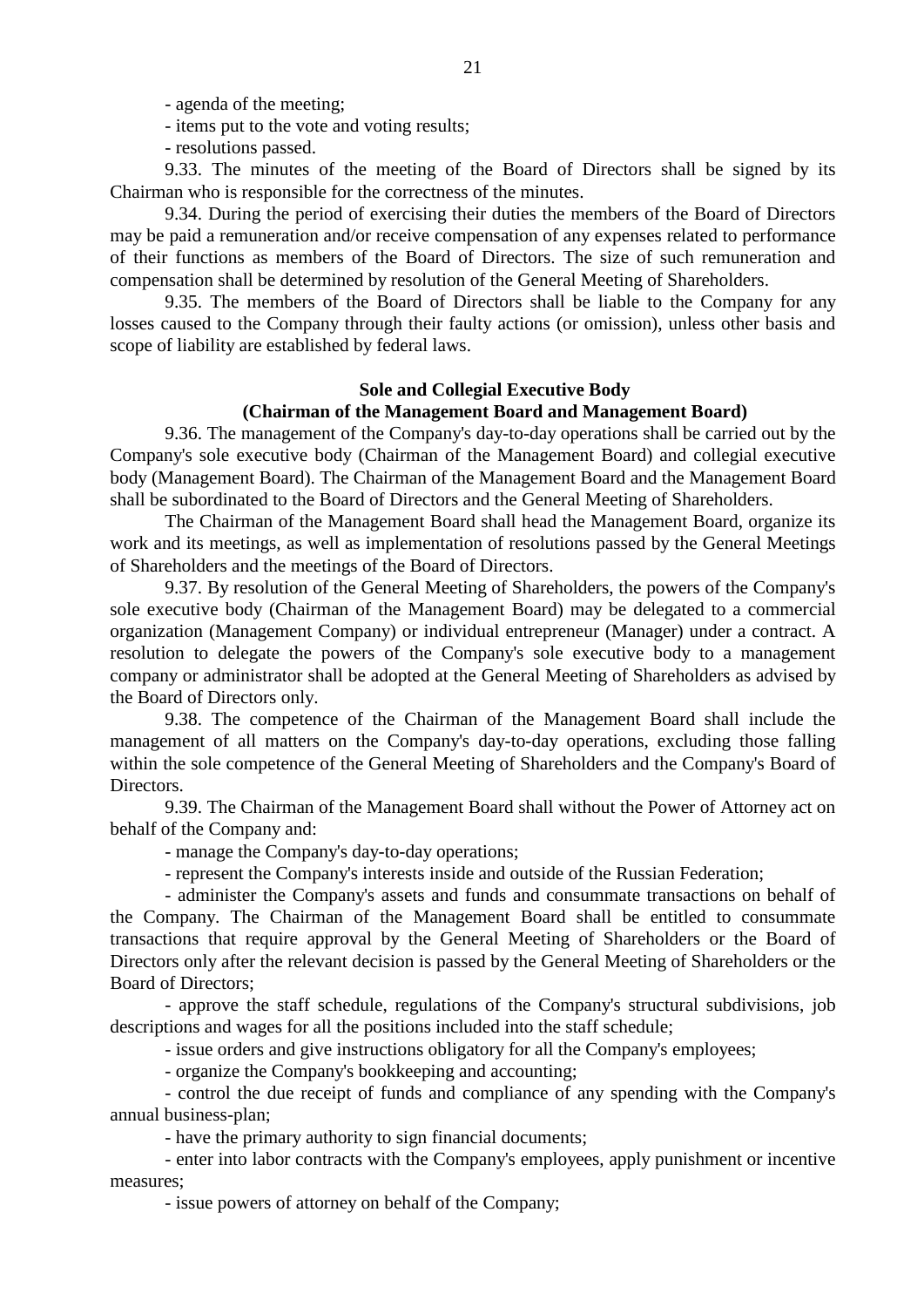- agenda of the meeting;

- items put to the vote and voting results;

- resolutions passed.

9.33. The minutes of the meeting of the Board of Directors shall be signed by its Chairman who is responsible for the correctness of the minutes.

9.34. During the period of exercising their duties the members of the Board of Directors may be paid a remuneration and/or receive compensation of any expenses related to performance of their functions as members of the Board of Directors. The size of such remuneration and compensation shall be determined by resolution of the General Meeting of Shareholders.

9.35. The members of the Board of Directors shall be liable to the Company for any losses caused to the Company through their faulty actions (or omission), unless other basis and scope of liability are established by federal laws.

**Sole and Collegial Executive Body**
**(Chairman of the Management Board and Management Board)**

9.36. The management of the Company's day-to-day operations shall be carried out by the Company's sole executive body (Chairman of the Management Board) and collegial executive body (Management Board). The Chairman of the Management Board and the Management Board shall be subordinated to the Board of Directors and the General Meeting of Shareholders.

The Chairman of the Management Board shall head the Management Board, organize its work and its meetings, as well as implementation of resolutions passed by the General Meetings of Shareholders and the meetings of the Board of Directors.

9.37. By resolution of the General Meeting of Shareholders, the powers of the Company's sole executive body (Chairman of the Management Board) may be delegated to a commercial organization (Management Company) or individual entrepreneur (Manager) under a contract. A resolution to delegate the powers of the Company's sole executive body to a management company or administrator shall be adopted at the General Meeting of Shareholders as advised by the Board of Directors only.

9.38. The competence of the Chairman of the Management Board shall include the management of all matters on the Company's day-to-day operations, excluding those falling within the sole competence of the General Meeting of Shareholders and the Company's Board of Directors.

9.39. The Chairman of the Management Board shall without the Power of Attorney act on behalf of the Company and:

- manage the Company's day-to-day operations;

- represent the Company's interests inside and outside of the Russian Federation;

- administer the Company's assets and funds and consummate transactions on behalf of the Company. The Chairman of the Management Board shall be entitled to consummate transactions that require approval by the General Meeting of Shareholders or the Board of Directors only after the relevant decision is passed by the General Meeting of Shareholders or the Board of Directors;

- approve the staff schedule, regulations of the Company's structural subdivisions, job descriptions and wages for all the positions included into the staff schedule;

- issue orders and give instructions obligatory for all the Company's employees;

- organize the Company's bookkeeping and accounting;

- control the due receipt of funds and compliance of any spending with the Company's annual business-plan;

- have the primary authority to sign financial documents;

- enter into labor contracts with the Company's employees, apply punishment or incentive measures;

- issue powers of attorney on behalf of the Company;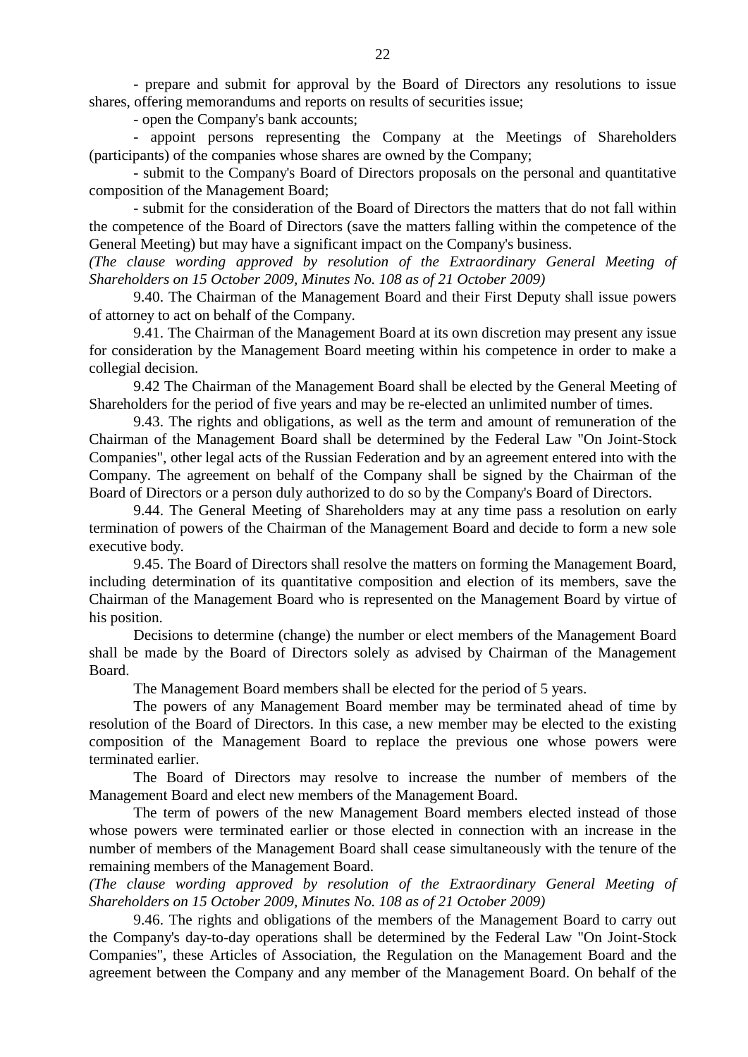- prepare and submit for approval by the Board of Directors any resolutions to issue shares, offering memorandums and reports on results of securities issue;

- open the Company's bank accounts;

- appoint persons representing the Company at the Meetings of Shareholders (participants) of the companies whose shares are owned by the Company;

- submit to the Company's Board of Directors proposals on the personal and quantitative composition of the Management Board;

- submit for the consideration of the Board of Directors the matters that do not fall within the competence of the Board of Directors (save the matters falling within the competence of the General Meeting) but may have a significant impact on the Company's business.

*(The clause wording approved by resolution of the Extraordinary General Meeting of Shareholders on 15 October 2009, Minutes No. 108 as of 21 October 2009)*

9.40. The Chairman of the Management Board and their First Deputy shall issue powers of attorney to act on behalf of the Company.

9.41. The Chairman of the Management Board at its own discretion may present any issue for consideration by the Management Board meeting within his competence in order to make a collegial decision.

9.42 The Chairman of the Management Board shall be elected by the General Meeting of Shareholders for the period of five years and may be re-elected an unlimited number of times.

9.43. The rights and obligations, as well as the term and amount of remuneration of the Chairman of the Management Board shall be determined by the Federal Law "On Joint-Stock Companies", other legal acts of the Russian Federation and by an agreement entered into with the Company. The agreement on behalf of the Company shall be signed by the Chairman of the Board of Directors or a person duly authorized to do so by the Company's Board of Directors.

9.44. The General Meeting of Shareholders may at any time pass a resolution on early termination of powers of the Chairman of the Management Board and decide to form a new sole executive body.

9.45. The Board of Directors shall resolve the matters on forming the Management Board, including determination of its quantitative composition and election of its members, save the Chairman of the Management Board who is represented on the Management Board by virtue of his position.

Decisions to determine (change) the number or elect members of the Management Board shall be made by the Board of Directors solely as advised by Chairman of the Management Board.

The Management Board members shall be elected for the period of 5 years.

The powers of any Management Board member may be terminated ahead of time by resolution of the Board of Directors. In this case, a new member may be elected to the existing composition of the Management Board to replace the previous one whose powers were terminated earlier.

The Board of Directors may resolve to increase the number of members of the Management Board and elect new members of the Management Board.

The term of powers of the new Management Board members elected instead of those whose powers were terminated earlier or those elected in connection with an increase in the number of members of the Management Board shall cease simultaneously with the tenure of the remaining members of the Management Board.

*(The clause wording approved by resolution of the Extraordinary General Meeting of Shareholders on 15 October 2009, Minutes No. 108 as of 21 October 2009)*

9.46. The rights and obligations of the members of the Management Board to carry out the Company's day-to-day operations shall be determined by the Federal Law "On Joint-Stock Companies", these Articles of Association, the Regulation on the Management Board and the agreement between the Company and any member of the Management Board. On behalf of the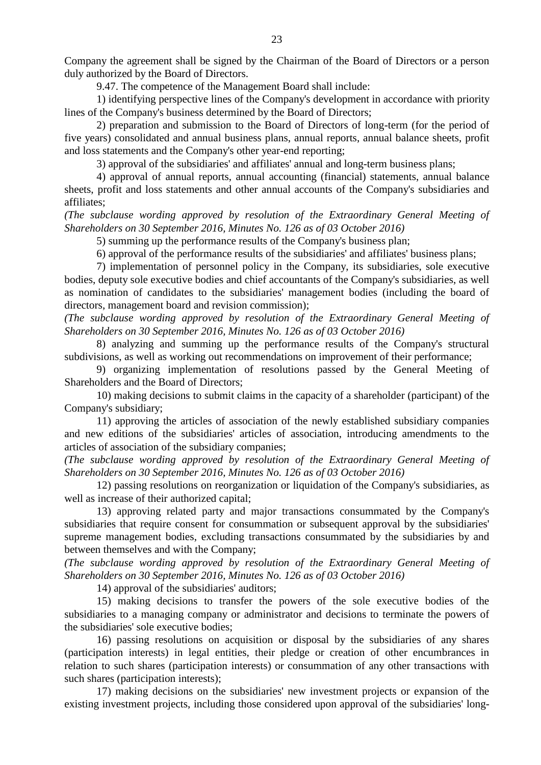Company the agreement shall be signed by the Chairman of the Board of Directors or a person duly authorized by the Board of Directors.

9.47. The competence of the Management Board shall include:

1) identifying perspective lines of the Company's development in accordance with priority lines of the Company's business determined by the Board of Directors;

2) preparation and submission to the Board of Directors of long-term (for the period of five years) consolidated and annual business plans, annual reports, annual balance sheets, profit and loss statements and the Company's other year-end reporting;

3) approval of the subsidiaries' and affiliates' annual and long-term business plans;

4) approval of annual reports, annual accounting (financial) statements, annual balance sheets, profit and loss statements and other annual accounts of the Company's subsidiaries and affiliates;

*(The subclause wording approved by resolution of the Extraordinary General Meeting of Shareholders on 30 September 2016, Minutes No. 126 as of 03 October 2016)*

5) summing up the performance results of the Company's business plan;

6) approval of the performance results of the subsidiaries' and affiliates' business plans;

7) implementation of personnel policy in the Company, its subsidiaries, sole executive bodies, deputy sole executive bodies and chief accountants of the Company's subsidiaries, as well as nomination of candidates to the subsidiaries' management bodies (including the board of directors, management board and revision commission);

*(The subclause wording approved by resolution of the Extraordinary General Meeting of Shareholders on 30 September 2016, Minutes No. 126 as of 03 October 2016)*

8) analyzing and summing up the performance results of the Company's structural subdivisions, as well as working out recommendations on improvement of their performance;

9) organizing implementation of resolutions passed by the General Meeting of Shareholders and the Board of Directors;

10) making decisions to submit claims in the capacity of a shareholder (participant) of the Company's subsidiary;

11) approving the articles of association of the newly established subsidiary companies and new editions of the subsidiaries' articles of association, introducing amendments to the articles of association of the subsidiary companies;

*(The subclause wording approved by resolution of the Extraordinary General Meeting of Shareholders on 30 September 2016, Minutes No. 126 as of 03 October 2016)*

12) passing resolutions on reorganization or liquidation of the Company's subsidiaries, as well as increase of their authorized capital;

13) approving related party and major transactions consummated by the Company's subsidiaries that require consent for consummation or subsequent approval by the subsidiaries' supreme management bodies, excluding transactions consummated by the subsidiaries by and between themselves and with the Company;

*(The subclause wording approved by resolution of the Extraordinary General Meeting of Shareholders on 30 September 2016, Minutes No. 126 as of 03 October 2016)*

14) approval of the subsidiaries' auditors;

15) making decisions to transfer the powers of the sole executive bodies of the subsidiaries to a managing company or administrator and decisions to terminate the powers of the subsidiaries' sole executive bodies;

16) passing resolutions on acquisition or disposal by the subsidiaries of any shares (participation interests) in legal entities, their pledge or creation of other encumbrances in relation to such shares (participation interests) or consummation of any other transactions with such shares (participation interests);

17) making decisions on the subsidiaries' new investment projects or expansion of the existing investment projects, including those considered upon approval of the subsidiaries' long-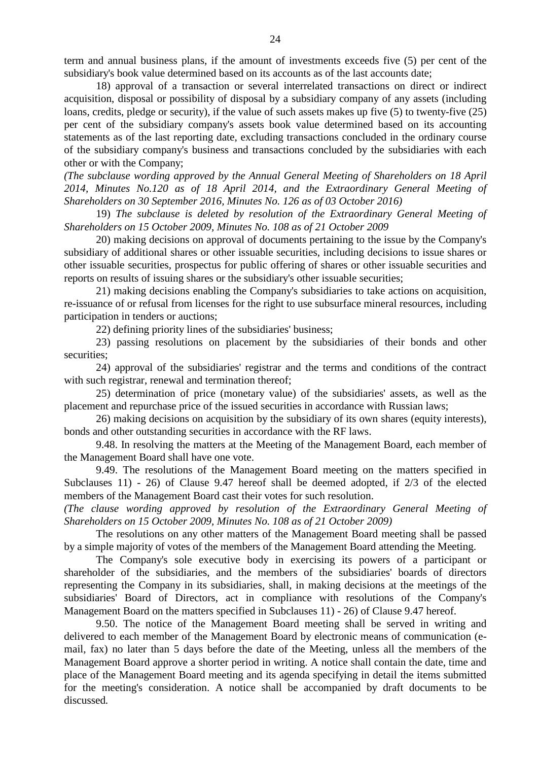term and annual business plans, if the amount of investments exceeds five (5) per cent of the subsidiary's book value determined based on its accounts as of the last accounts date;

18) approval of a transaction or several interrelated transactions on direct or indirect acquisition, disposal or possibility of disposal by a subsidiary company of any assets (including loans, credits, pledge or security), if the value of such assets makes up five (5) to twenty-five (25) per cent of the subsidiary company's assets book value determined based on its accounting statements as of the last reporting date, excluding transactions concluded in the ordinary course of the subsidiary company's business and transactions concluded by the subsidiaries with each other or with the Company;

*(The subclause wording approved by the Annual General Meeting of Shareholders on 18 April 2014, Minutes No.120 as of 18 April 2014, and the Extraordinary General Meeting of Shareholders on 30 September 2016, Minutes No. 126 as of 03 October 2016)*

19) *The subclause is deleted by resolution of the Extraordinary General Meeting of Shareholders on 15 October 2009, Minutes No. 108 as of 21 October 2009*

20) making decisions on approval of documents pertaining to the issue by the Company's subsidiary of additional shares or other issuable securities, including decisions to issue shares or other issuable securities, prospectus for public offering of shares or other issuable securities and reports on results of issuing shares or the subsidiary's other issuable securities;

21) making decisions enabling the Company's subsidiaries to take actions on acquisition, re-issuance of or refusal from licenses for the right to use subsurface mineral resources, including participation in tenders or auctions;

22) defining priority lines of the subsidiaries' business;

23) passing resolutions on placement by the subsidiaries of their bonds and other securities;

24) approval of the subsidiaries' registrar and the terms and conditions of the contract with such registrar, renewal and termination thereof;

25) determination of price (monetary value) of the subsidiaries' assets, as well as the placement and repurchase price of the issued securities in accordance with Russian laws;

26) making decisions on acquisition by the subsidiary of its own shares (equity interests), bonds and other outstanding securities in accordance with the RF laws.

9.48. In resolving the matters at the Meeting of the Management Board, each member of the Management Board shall have one vote.

9.49. The resolutions of the Management Board meeting on the matters specified in Subclauses 11) - 26) of Clause 9.47 hereof shall be deemed adopted, if 2/3 of the elected members of the Management Board cast their votes for such resolution.

*(The clause wording approved by resolution of the Extraordinary General Meeting of Shareholders on 15 October 2009, Minutes No. 108 as of 21 October 2009)*

The resolutions on any other matters of the Management Board meeting shall be passed by a simple majority of votes of the members of the Management Board attending the Meeting.

The Company's sole executive body in exercising its powers of a participant or shareholder of the subsidiaries, and the members of the subsidiaries' boards of directors representing the Company in its subsidiaries, shall, in making decisions at the meetings of the subsidiaries' Board of Directors, act in compliance with resolutions of the Company's Management Board on the matters specified in Subclauses 11) - 26) of Clause 9.47 hereof.

9.50. The notice of the Management Board meeting shall be served in writing and delivered to each member of the Management Board by electronic means of communication (e-mail, fax) no later than 5 days before the date of the Meeting, unless all the members of the Management Board approve a shorter period in writing. A notice shall contain the date, time and place of the Management Board meeting and its agenda specifying in detail the items submitted for the meeting's consideration. A notice shall be accompanied by draft documents to be discussed.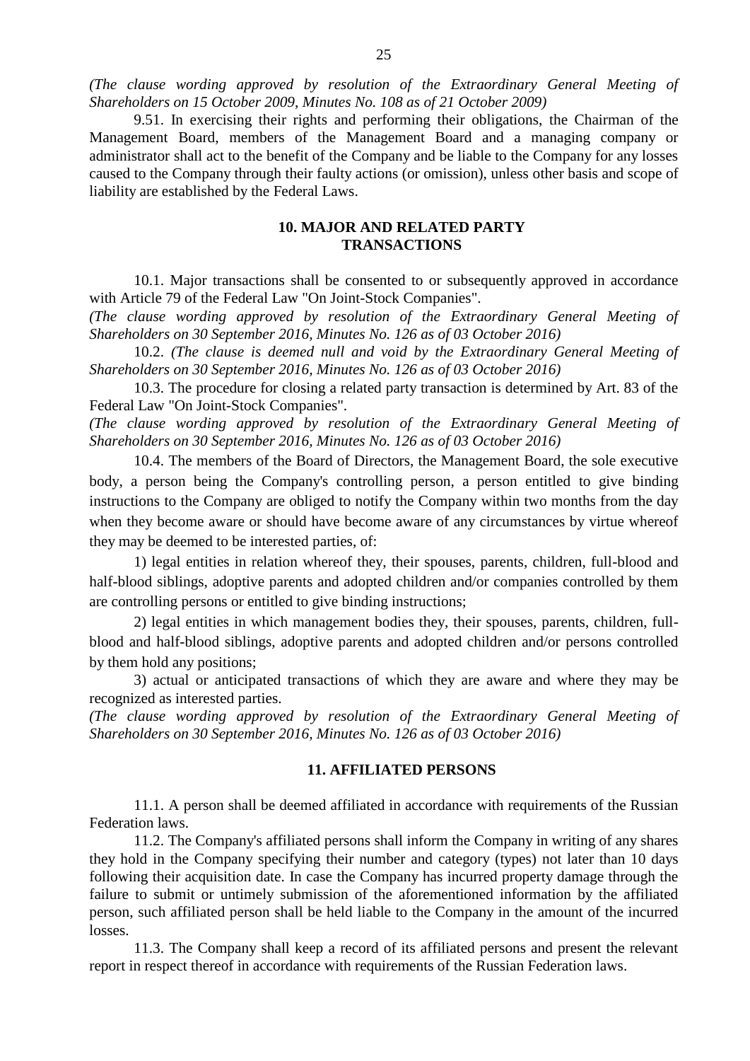*(The clause wording approved by resolution of the Extraordinary General Meeting of Shareholders on 15 October 2009, Minutes No. 108 as of 21 October 2009)*

9.51. In exercising their rights and performing their obligations, the Chairman of the Management Board, members of the Management Board and a managing company or administrator shall act to the benefit of the Company and be liable to the Company for any losses caused to the Company through their faulty actions (or omission), unless other basis and scope of liability are established by the Federal Laws.

## 10. MAJOR AND RELATED PARTY TRANSACTIONS

10.1. Major transactions shall be consented to or subsequently approved in accordance with Article 79 of the Federal Law "On Joint-Stock Companies".

*(The clause wording approved by resolution of the Extraordinary General Meeting of Shareholders on 30 September 2016, Minutes No. 126 as of 03 October 2016)*

10.2. *(The clause is deemed null and void by the Extraordinary General Meeting of Shareholders on 30 September 2016, Minutes No. 126 as of 03 October 2016)*

10.3. The procedure for closing a related party transaction is determined by Art. 83 of the Federal Law "On Joint-Stock Companies".

*(The clause wording approved by resolution of the Extraordinary General Meeting of Shareholders on 30 September 2016, Minutes No. 126 as of 03 October 2016)*

10.4. The members of the Board of Directors, the Management Board, the sole executive body, a person being the Company's controlling person, a person entitled to give binding instructions to the Company are obliged to notify the Company within two months from the day when they become aware or should have become aware of any circumstances by virtue whereof they may be deemed to be interested parties, of:

1) legal entities in relation whereof they, their spouses, parents, children, full-blood and half-blood siblings, adoptive parents and adopted children and/or companies controlled by them are controlling persons or entitled to give binding instructions;

2) legal entities in which management bodies they, their spouses, parents, children, full-blood and half-blood siblings, adoptive parents and adopted children and/or persons controlled by them hold any positions;

3) actual or anticipated transactions of which they are aware and where they may be recognized as interested parties.

*(The clause wording approved by resolution of the Extraordinary General Meeting of Shareholders on 30 September 2016, Minutes No. 126 as of 03 October 2016)*

## 11. AFFILIATED PERSONS

11.1. A person shall be deemed affiliated in accordance with requirements of the Russian Federation laws.

11.2. The Company's affiliated persons shall inform the Company in writing of any shares they hold in the Company specifying their number and category (types) not later than 10 days following their acquisition date. In case the Company has incurred property damage through the failure to submit or untimely submission of the aforementioned information by the affiliated person, such affiliated person shall be held liable to the Company in the amount of the incurred losses.

11.3. The Company shall keep a record of its affiliated persons and present the relevant report in respect thereof in accordance with requirements of the Russian Federation laws.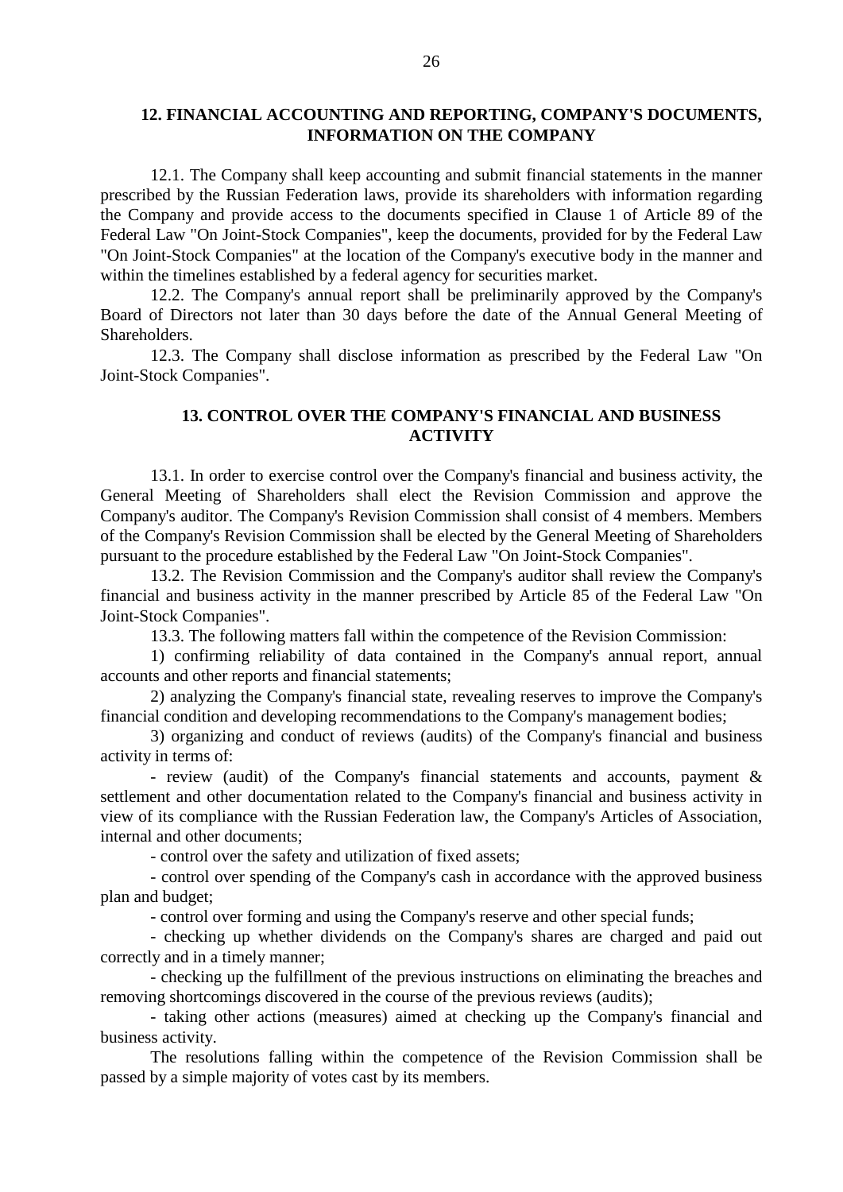## 12. FINANCIAL ACCOUNTING AND REPORTING, COMPANY'S DOCUMENTS, INFORMATION ON THE COMPANY

12.1. The Company shall keep accounting and submit financial statements in the manner prescribed by the Russian Federation laws, provide its shareholders with information regarding the Company and provide access to the documents specified in Clause 1 of Article 89 of the Federal Law "On Joint-Stock Companies", keep the documents, provided for by the Federal Law "On Joint-Stock Companies" at the location of the Company's executive body in the manner and within the timelines established by a federal agency for securities market.

12.2. The Company's annual report shall be preliminarily approved by the Company's Board of Directors not later than 30 days before the date of the Annual General Meeting of Shareholders.

12.3. The Company shall disclose information as prescribed by the Federal Law "On Joint-Stock Companies".

## 13. CONTROL OVER THE COMPANY'S FINANCIAL AND BUSINESS ACTIVITY

13.1. In order to exercise control over the Company's financial and business activity, the General Meeting of Shareholders shall elect the Revision Commission and approve the Company's auditor. The Company's Revision Commission shall consist of 4 members. Members of the Company's Revision Commission shall be elected by the General Meeting of Shareholders pursuant to the procedure established by the Federal Law "On Joint-Stock Companies".

13.2. The Revision Commission and the Company's auditor shall review the Company's financial and business activity in the manner prescribed by Article 85 of the Federal Law "On Joint-Stock Companies".

13.3. The following matters fall within the competence of the Revision Commission:

1) confirming reliability of data contained in the Company's annual report, annual accounts and other reports and financial statements;

2) analyzing the Company's financial state, revealing reserves to improve the Company's financial condition and developing recommendations to the Company's management bodies;

3) organizing and conduct of reviews (audits) of the Company's financial and business activity in terms of:

- review (audit) of the Company's financial statements and accounts, payment & settlement and other documentation related to the Company's financial and business activity in view of its compliance with the Russian Federation law, the Company's Articles of Association, internal and other documents;
- control over the safety and utilization of fixed assets;
- control over spending of the Company's cash in accordance with the approved business plan and budget;
- control over forming and using the Company's reserve and other special funds;
- checking up whether dividends on the Company's shares are charged and paid out correctly and in a timely manner;
- checking up the fulfillment of the previous instructions on eliminating the breaches and removing shortcomings discovered in the course of the previous reviews (audits);
- taking other actions (measures) aimed at checking up the Company's financial and business activity.

The resolutions falling within the competence of the Revision Commission shall be passed by a simple majority of votes cast by its members.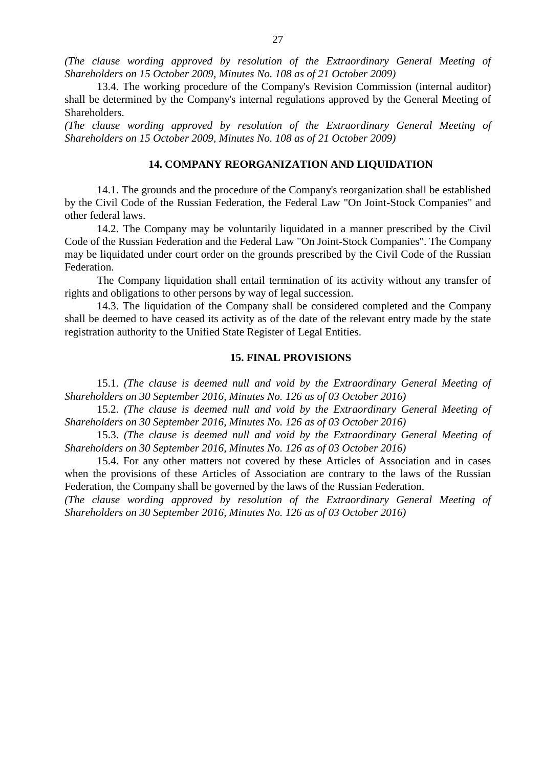*(The clause wording approved by resolution of the Extraordinary General Meeting of Shareholders on 15 October 2009, Minutes No. 108 as of 21 October 2009)*

13.4. The working procedure of the Company's Revision Commission (internal auditor) shall be determined by the Company's internal regulations approved by the General Meeting of Shareholders.

*(The clause wording approved by resolution of the Extraordinary General Meeting of Shareholders on 15 October 2009, Minutes No. 108 as of 21 October 2009)*

## 14. COMPANY REORGANIZATION AND LIQUIDATION

14.1. The grounds and the procedure of the Company's reorganization shall be established by the Civil Code of the Russian Federation, the Federal Law "On Joint-Stock Companies" and other federal laws.

14.2. The Company may be voluntarily liquidated in a manner prescribed by the Civil Code of the Russian Federation and the Federal Law "On Joint-Stock Companies". The Company may be liquidated under court order on the grounds prescribed by the Civil Code of the Russian Federation.

The Company liquidation shall entail termination of its activity without any transfer of rights and obligations to other persons by way of legal succession.

14.3. The liquidation of the Company shall be considered completed and the Company shall be deemed to have ceased its activity as of the date of the relevant entry made by the state registration authority to the Unified State Register of Legal Entities.

## 15. FINAL PROVISIONS

15.1. *(The clause is deemed null and void by the Extraordinary General Meeting of Shareholders on 30 September 2016, Minutes No. 126 as of 03 October 2016)*

15.2. *(The clause is deemed null and void by the Extraordinary General Meeting of Shareholders on 30 September 2016, Minutes No. 126 as of 03 October 2016)*

15.3. *(The clause is deemed null and void by the Extraordinary General Meeting of Shareholders on 30 September 2016, Minutes No. 126 as of 03 October 2016)*

15.4. For any other matters not covered by these Articles of Association and in cases when the provisions of these Articles of Association are contrary to the laws of the Russian Federation, the Company shall be governed by the laws of the Russian Federation.

*(The clause wording approved by resolution of the Extraordinary General Meeting of Shareholders on 30 September 2016, Minutes No. 126 as of 03 October 2016)*